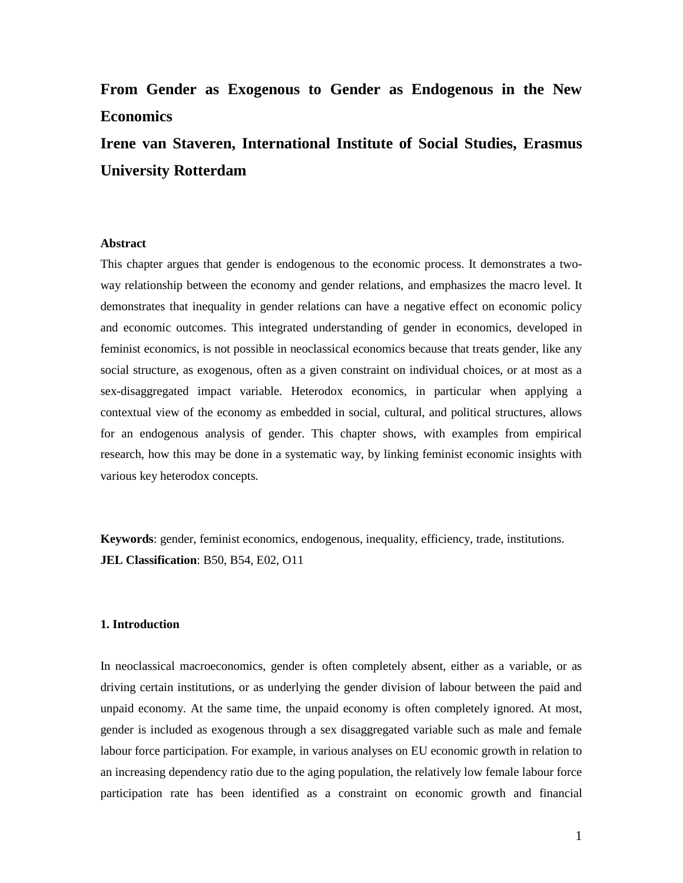# From Gender as Exogenous to Gender as Endogenous in the New Economics

**Irene van Staveren, International Institute of Social Studies, Erasmus University Rotterdam**

**Abstract**

This chapter argues that gender is endogenous to the economic process. It demonstrates a two-way relationship between the economy and gender relations, and emphasizes the macro level. It demonstrates that inequality in gender relations can have a negative effect on economic policy and economic outcomes. This integrated understanding of gender in economics, developed in feminist economics, is not possible in neoclassical economics because that treats gender, like any social structure, as exogenous, often as a given constraint on individual choices, or at most as a sex-disaggregated impact variable. Heterodox economics, in particular when applying a contextual view of the economy as embedded in social, cultural, and political structures, allows for an endogenous analysis of gender. This chapter shows, with examples from empirical research, how this may be done in a systematic way, by linking feminist economic insights with various key heterodox concepts.

**Keywords**: gender, feminist economics, endogenous, inequality, efficiency, trade, institutions.
**JEL Classification**: B50, B54, E02, O11

## 1. Introduction

In neoclassical macroeconomics, gender is often completely absent, either as a variable, or as driving certain institutions, or as underlying the gender division of labour between the paid and unpaid economy. At the same time, the unpaid economy is often completely ignored. At most, gender is included as exogenous through a sex disaggregated variable such as male and female labour force participation. For example, in various analyses on EU economic growth in relation to an increasing dependency ratio due to the aging population, the relatively low female labour force participation rate has been identified as a constraint on economic growth and financial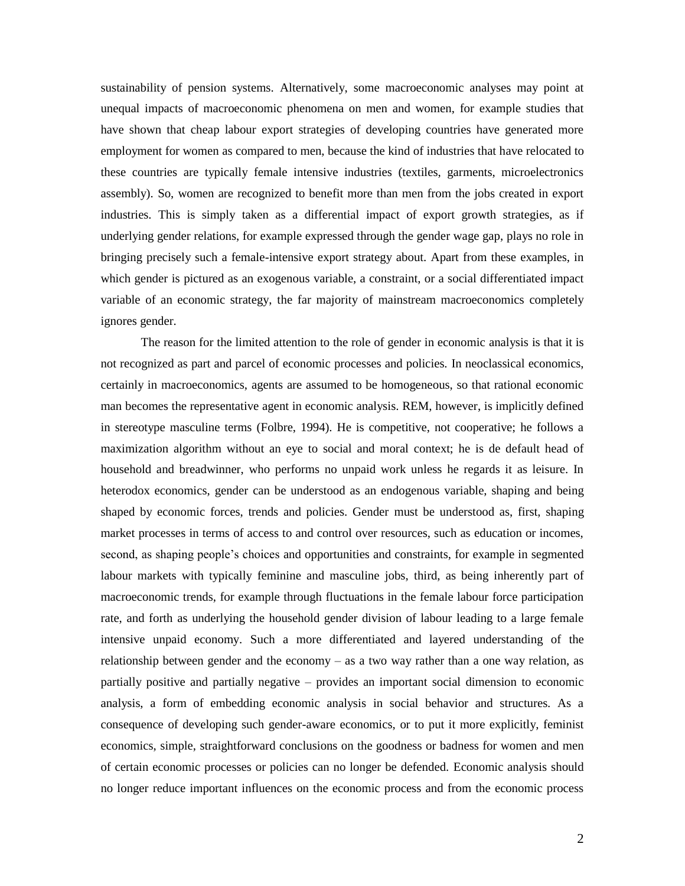sustainability of pension systems. Alternatively, some macroeconomic analyses may point at unequal impacts of macroeconomic phenomena on men and women, for example studies that have shown that cheap labour export strategies of developing countries have generated more employment for women as compared to men, because the kind of industries that have relocated to these countries are typically female intensive industries (textiles, garments, microelectronics assembly). So, women are recognized to benefit more than men from the jobs created in export industries. This is simply taken as a differential impact of export growth strategies, as if underlying gender relations, for example expressed through the gender wage gap, plays no role in bringing precisely such a female-intensive export strategy about. Apart from these examples, in which gender is pictured as an exogenous variable, a constraint, or a social differentiated impact variable of an economic strategy, the far majority of mainstream macroeconomics completely ignores gender.

The reason for the limited attention to the role of gender in economic analysis is that it is not recognized as part and parcel of economic processes and policies. In neoclassical economics, certainly in macroeconomics, agents are assumed to be homogeneous, so that rational economic man becomes the representative agent in economic analysis. REM, however, is implicitly defined in stereotype masculine terms (Folbre, 1994). He is competitive, not cooperative; he follows a maximization algorithm without an eye to social and moral context; he is de default head of household and breadwinner, who performs no unpaid work unless he regards it as leisure. In heterodox economics, gender can be understood as an endogenous variable, shaping and being shaped by economic forces, trends and policies. Gender must be understood as, first, shaping market processes in terms of access to and control over resources, such as education or incomes, second, as shaping people's choices and opportunities and constraints, for example in segmented labour markets with typically feminine and masculine jobs, third, as being inherently part of macroeconomic trends, for example through fluctuations in the female labour force participation rate, and forth as underlying the household gender division of labour leading to a large female intensive unpaid economy. Such a more differentiated and layered understanding of the relationship between gender and the economy – as a two way rather than a one way relation, as partially positive and partially negative – provides an important social dimension to economic analysis, a form of embedding economic analysis in social behavior and structures. As a consequence of developing such gender-aware economics, or to put it more explicitly, feminist economics, simple, straightforward conclusions on the goodness or badness for women and men of certain economic processes or policies can no longer be defended. Economic analysis should no longer reduce important influences on the economic process and from the economic process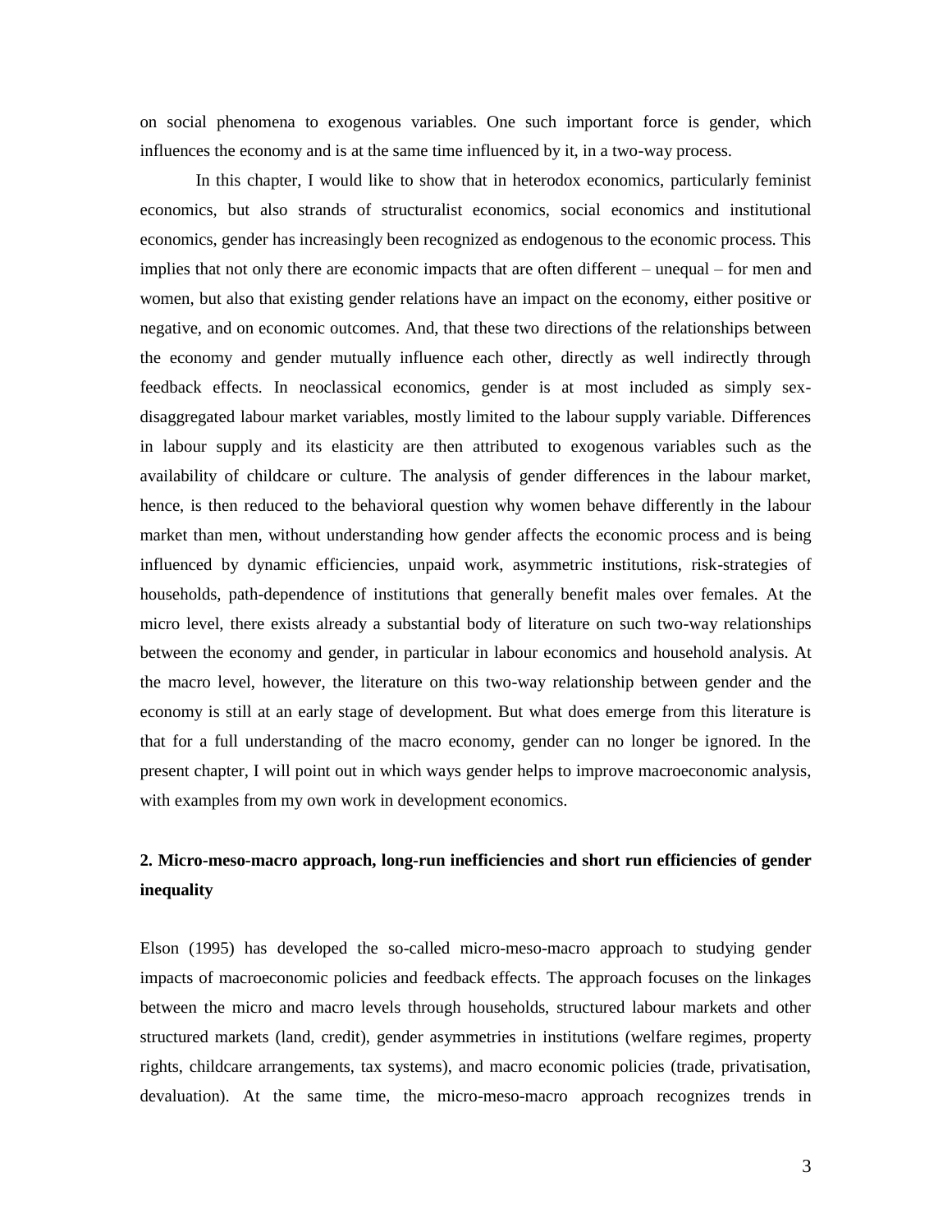on social phenomena to exogenous variables. One such important force is gender, which influences the economy and is at the same time influenced by it, in a two-way process.

In this chapter, I would like to show that in heterodox economics, particularly feminist economics, but also strands of structuralist economics, social economics and institutional economics, gender has increasingly been recognized as endogenous to the economic process. This implies that not only there are economic impacts that are often different – unequal – for men and women, but also that existing gender relations have an impact on the economy, either positive or negative, and on economic outcomes. And, that these two directions of the relationships between the economy and gender mutually influence each other, directly as well indirectly through feedback effects. In neoclassical economics, gender is at most included as simply sex-disaggregated labour market variables, mostly limited to the labour supply variable. Differences in labour supply and its elasticity are then attributed to exogenous variables such as the availability of childcare or culture. The analysis of gender differences in the labour market, hence, is then reduced to the behavioral question why women behave differently in the labour market than men, without understanding how gender affects the economic process and is being influenced by dynamic efficiencies, unpaid work, asymmetric institutions, risk-strategies of households, path-dependence of institutions that generally benefit males over females. At the micro level, there exists already a substantial body of literature on such two-way relationships between the economy and gender, in particular in labour economics and household analysis. At the macro level, however, the literature on this two-way relationship between gender and the economy is still at an early stage of development. But what does emerge from this literature is that for a full understanding of the macro economy, gender can no longer be ignored. In the present chapter, I will point out in which ways gender helps to improve macroeconomic analysis, with examples from my own work in development economics.

## 2. Micro-meso-macro approach, long-run inefficiencies and short run efficiencies of gender inequality

Elson (1995) has developed the so-called micro-meso-macro approach to studying gender impacts of macroeconomic policies and feedback effects. The approach focuses on the linkages between the micro and macro levels through households, structured labour markets and other structured markets (land, credit), gender asymmetries in institutions (welfare regimes, property rights, childcare arrangements, tax systems), and macro economic policies (trade, privatisation, devaluation). At the same time, the micro-meso-macro approach recognizes trends in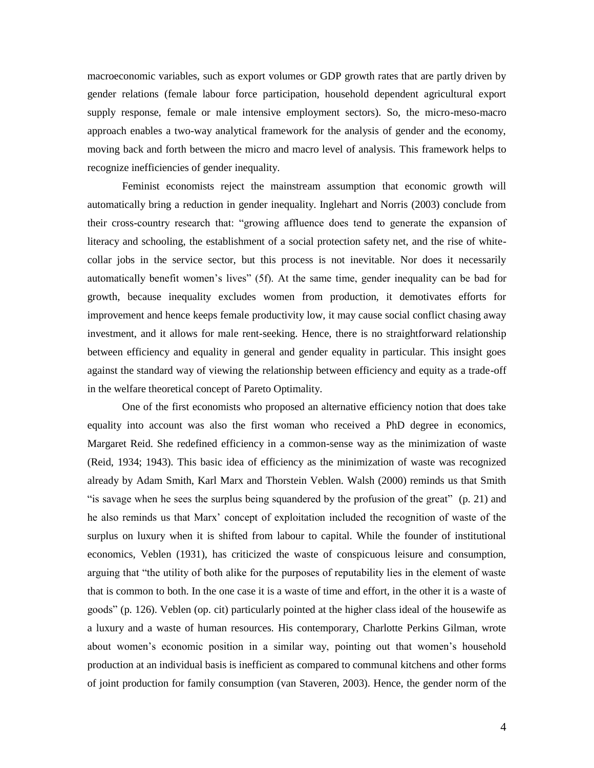macroeconomic variables, such as export volumes or GDP growth rates that are partly driven by gender relations (female labour force participation, household dependent agricultural export supply response, female or male intensive employment sectors). So, the micro-meso-macro approach enables a two-way analytical framework for the analysis of gender and the economy, moving back and forth between the micro and macro level of analysis. This framework helps to recognize inefficiencies of gender inequality.

Feminist economists reject the mainstream assumption that economic growth will automatically bring a reduction in gender inequality. Inglehart and Norris (2003) conclude from their cross-country research that: "growing affluence does tend to generate the expansion of literacy and schooling, the establishment of a social protection safety net, and the rise of white-collar jobs in the service sector, but this process is not inevitable. Nor does it necessarily automatically benefit women's lives" (5f). At the same time, gender inequality can be bad for growth, because inequality excludes women from production, it demotivates efforts for improvement and hence keeps female productivity low, it may cause social conflict chasing away investment, and it allows for male rent-seeking. Hence, there is no straightforward relationship between efficiency and equality in general and gender equality in particular. This insight goes against the standard way of viewing the relationship between efficiency and equity as a trade-off in the welfare theoretical concept of Pareto Optimality.

One of the first economists who proposed an alternative efficiency notion that does take equality into account was also the first woman who received a PhD degree in economics, Margaret Reid. She redefined efficiency in a common-sense way as the minimization of waste (Reid, 1934; 1943). This basic idea of efficiency as the minimization of waste was recognized already by Adam Smith, Karl Marx and Thorstein Veblen. Walsh (2000) reminds us that Smith "is savage when he sees the surplus being squandered by the profusion of the great" (p. 21) and he also reminds us that Marx' concept of exploitation included the recognition of waste of the surplus on luxury when it is shifted from labour to capital. While the founder of institutional economics, Veblen (1931), has criticized the waste of conspicuous leisure and consumption, arguing that "the utility of both alike for the purposes of reputability lies in the element of waste that is common to both. In the one case it is a waste of time and effort, in the other it is a waste of goods" (p. 126). Veblen (op. cit) particularly pointed at the higher class ideal of the housewife as a luxury and a waste of human resources. His contemporary, Charlotte Perkins Gilman, wrote about women's economic position in a similar way, pointing out that women's household production at an individual basis is inefficient as compared to communal kitchens and other forms of joint production for family consumption (van Staveren, 2003). Hence, the gender norm of the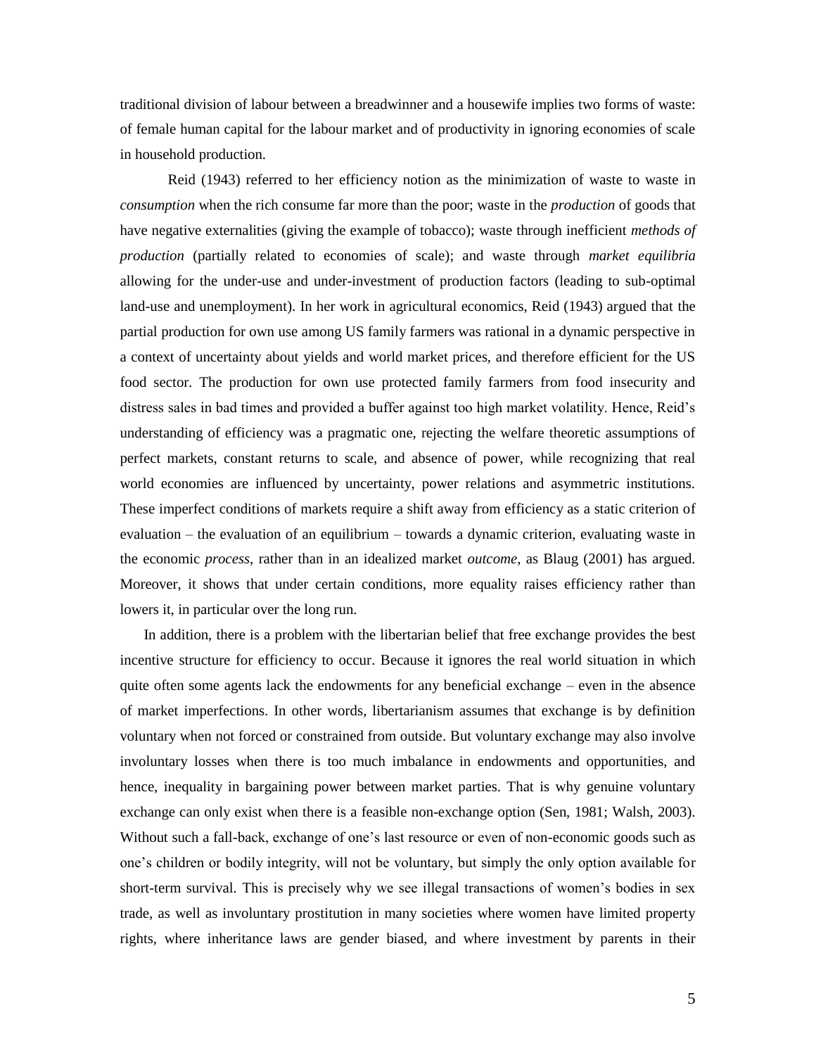traditional division of labour between a breadwinner and a housewife implies two forms of waste: of female human capital for the labour market and of productivity in ignoring economies of scale in household production.

Reid (1943) referred to her efficiency notion as the minimization of waste to waste in *consumption* when the rich consume far more than the poor; waste in the *production* of goods that have negative externalities (giving the example of tobacco); waste through inefficient *methods of production* (partially related to economies of scale); and waste through *market equilibria* allowing for the under-use and under-investment of production factors (leading to sub-optimal land-use and unemployment). In her work in agricultural economics, Reid (1943) argued that the partial production for own use among US family farmers was rational in a dynamic perspective in a context of uncertainty about yields and world market prices, and therefore efficient for the US food sector. The production for own use protected family farmers from food insecurity and distress sales in bad times and provided a buffer against too high market volatility. Hence, Reid's understanding of efficiency was a pragmatic one, rejecting the welfare theoretic assumptions of perfect markets, constant returns to scale, and absence of power, while recognizing that real world economies are influenced by uncertainty, power relations and asymmetric institutions. These imperfect conditions of markets require a shift away from efficiency as a static criterion of evaluation – the evaluation of an equilibrium – towards a dynamic criterion, evaluating waste in the economic *process*, rather than in an idealized market *outcome,* as Blaug (2001) has argued. Moreover, it shows that under certain conditions, more equality raises efficiency rather than lowers it, in particular over the long run.

In addition, there is a problem with the libertarian belief that free exchange provides the best incentive structure for efficiency to occur. Because it ignores the real world situation in which quite often some agents lack the endowments for any beneficial exchange – even in the absence of market imperfections. In other words, libertarianism assumes that exchange is by definition voluntary when not forced or constrained from outside. But voluntary exchange may also involve involuntary losses when there is too much imbalance in endowments and opportunities, and hence, inequality in bargaining power between market parties. That is why genuine voluntary exchange can only exist when there is a feasible non-exchange option (Sen, 1981; Walsh, 2003). Without such a fall-back, exchange of one's last resource or even of non-economic goods such as one's children or bodily integrity, will not be voluntary, but simply the only option available for short-term survival. This is precisely why we see illegal transactions of women's bodies in sex trade, as well as involuntary prostitution in many societies where women have limited property rights, where inheritance laws are gender biased, and where investment by parents in their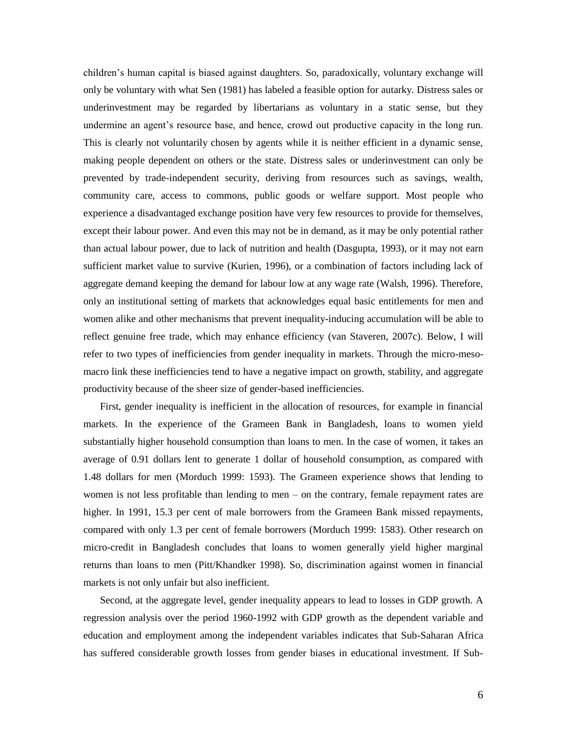children's human capital is biased against daughters. So, paradoxically, voluntary exchange will only be voluntary with what Sen (1981) has labeled a feasible option for autarky. Distress sales or underinvestment may be regarded by libertarians as voluntary in a static sense, but they undermine an agent's resource base, and hence, crowd out productive capacity in the long run. This is clearly not voluntarily chosen by agents while it is neither efficient in a dynamic sense, making people dependent on others or the state. Distress sales or underinvestment can only be prevented by trade-independent security, deriving from resources such as savings, wealth, community care, access to commons, public goods or welfare support. Most people who experience a disadvantaged exchange position have very few resources to provide for themselves, except their labour power. And even this may not be in demand, as it may be only potential rather than actual labour power, due to lack of nutrition and health (Dasgupta, 1993), or it may not earn sufficient market value to survive (Kurien, 1996), or a combination of factors including lack of aggregate demand keeping the demand for labour low at any wage rate (Walsh, 1996). Therefore, only an institutional setting of markets that acknowledges equal basic entitlements for men and women alike and other mechanisms that prevent inequality-inducing accumulation will be able to reflect genuine free trade, which may enhance efficiency (van Staveren, 2007c). Below, I will refer to two types of inefficiencies from gender inequality in markets. Through the micro-meso-macro link these inefficiencies tend to have a negative impact on growth, stability, and aggregate productivity because of the sheer size of gender-based inefficiencies.

First, gender inequality is inefficient in the allocation of resources, for example in financial markets. In the experience of the Grameen Bank in Bangladesh, loans to women yield substantially higher household consumption than loans to men. In the case of women, it takes an average of 0.91 dollars lent to generate 1 dollar of household consumption, as compared with 1.48 dollars for men (Morduch 1999: 1593). The Grameen experience shows that lending to women is not less profitable than lending to men – on the contrary, female repayment rates are higher. In 1991, 15.3 per cent of male borrowers from the Grameen Bank missed repayments, compared with only 1.3 per cent of female borrowers (Morduch 1999: 1583). Other research on micro-credit in Bangladesh concludes that loans to women generally yield higher marginal returns than loans to men (Pitt/Khandker 1998). So, discrimination against women in financial markets is not only unfair but also inefficient.

Second, at the aggregate level, gender inequality appears to lead to losses in GDP growth. A regression analysis over the period 1960-1992 with GDP growth as the dependent variable and education and employment among the independent variables indicates that Sub-Saharan Africa has suffered considerable growth losses from gender biases in educational investment. If Sub-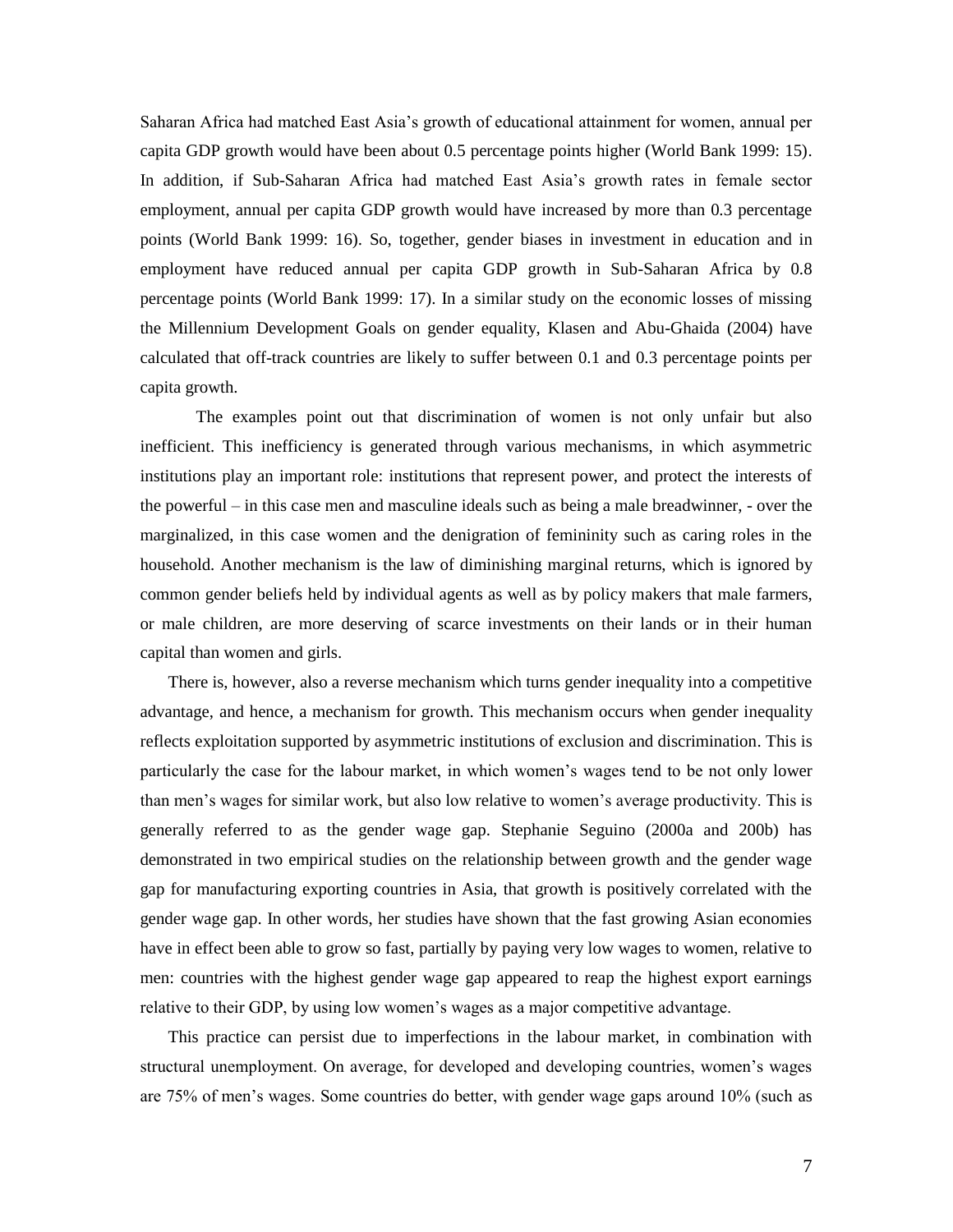Saharan Africa had matched East Asia's growth of educational attainment for women, annual per capita GDP growth would have been about 0.5 percentage points higher (World Bank 1999: 15). In addition, if Sub-Saharan Africa had matched East Asia's growth rates in female sector employment, annual per capita GDP growth would have increased by more than 0.3 percentage points (World Bank 1999: 16). So, together, gender biases in investment in education and in employment have reduced annual per capita GDP growth in Sub-Saharan Africa by 0.8 percentage points (World Bank 1999: 17). In a similar study on the economic losses of missing the Millennium Development Goals on gender equality, Klasen and Abu-Ghaida (2004) have calculated that off-track countries are likely to suffer between 0.1 and 0.3 percentage points per capita growth.

The examples point out that discrimination of women is not only unfair but also inefficient. This inefficiency is generated through various mechanisms, in which asymmetric institutions play an important role: institutions that represent power, and protect the interests of the powerful – in this case men and masculine ideals such as being a male breadwinner, - over the marginalized, in this case women and the denigration of femininity such as caring roles in the household. Another mechanism is the law of diminishing marginal returns, which is ignored by common gender beliefs held by individual agents as well as by policy makers that male farmers, or male children, are more deserving of scarce investments on their lands or in their human capital than women and girls.

There is, however, also a reverse mechanism which turns gender inequality into a competitive advantage, and hence, a mechanism for growth. This mechanism occurs when gender inequality reflects exploitation supported by asymmetric institutions of exclusion and discrimination. This is particularly the case for the labour market, in which women's wages tend to be not only lower than men's wages for similar work, but also low relative to women's average productivity. This is generally referred to as the gender wage gap. Stephanie Seguino (2000a and 200b) has demonstrated in two empirical studies on the relationship between growth and the gender wage gap for manufacturing exporting countries in Asia, that growth is positively correlated with the gender wage gap. In other words, her studies have shown that the fast growing Asian economies have in effect been able to grow so fast, partially by paying very low wages to women, relative to men: countries with the highest gender wage gap appeared to reap the highest export earnings relative to their GDP, by using low women's wages as a major competitive advantage.

This practice can persist due to imperfections in the labour market, in combination with structural unemployment. On average, for developed and developing countries, women's wages are 75% of men's wages. Some countries do better, with gender wage gaps around 10% (such as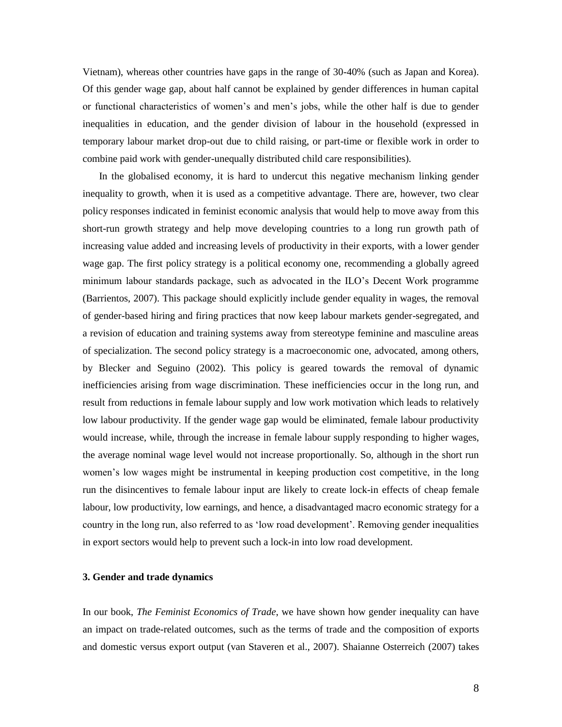Vietnam), whereas other countries have gaps in the range of 30-40% (such as Japan and Korea). Of this gender wage gap, about half cannot be explained by gender differences in human capital or functional characteristics of women's and men's jobs, while the other half is due to gender inequalities in education, and the gender division of labour in the household (expressed in temporary labour market drop-out due to child raising, or part-time or flexible work in order to combine paid work with gender-unequally distributed child care responsibilities).

In the globalised economy, it is hard to undercut this negative mechanism linking gender inequality to growth, when it is used as a competitive advantage. There are, however, two clear policy responses indicated in feminist economic analysis that would help to move away from this short-run growth strategy and help move developing countries to a long run growth path of increasing value added and increasing levels of productivity in their exports, with a lower gender wage gap. The first policy strategy is a political economy one, recommending a globally agreed minimum labour standards package, such as advocated in the ILO's Decent Work programme (Barrientos, 2007). This package should explicitly include gender equality in wages, the removal of gender-based hiring and firing practices that now keep labour markets gender-segregated, and a revision of education and training systems away from stereotype feminine and masculine areas of specialization. The second policy strategy is a macroeconomic one, advocated, among others, by Blecker and Seguino (2002). This policy is geared towards the removal of dynamic inefficiencies arising from wage discrimination. These inefficiencies occur in the long run, and result from reductions in female labour supply and low work motivation which leads to relatively low labour productivity. If the gender wage gap would be eliminated, female labour productivity would increase, while, through the increase in female labour supply responding to higher wages, the average nominal wage level would not increase proportionally. So, although in the short run women's low wages might be instrumental in keeping production cost competitive, in the long run the disincentives to female labour input are likely to create lock-in effects of cheap female labour, low productivity, low earnings, and hence, a disadvantaged macro economic strategy for a country in the long run, also referred to as 'low road development'. Removing gender inequalities in export sectors would help to prevent such a lock-in into low road development.

### 3. Gender and trade dynamics

In our book, *The Feminist Economics of Trade*, we have shown how gender inequality can have an impact on trade-related outcomes, such as the terms of trade and the composition of exports and domestic versus export output (van Staveren et al., 2007). Shaianne Osterreich (2007) takes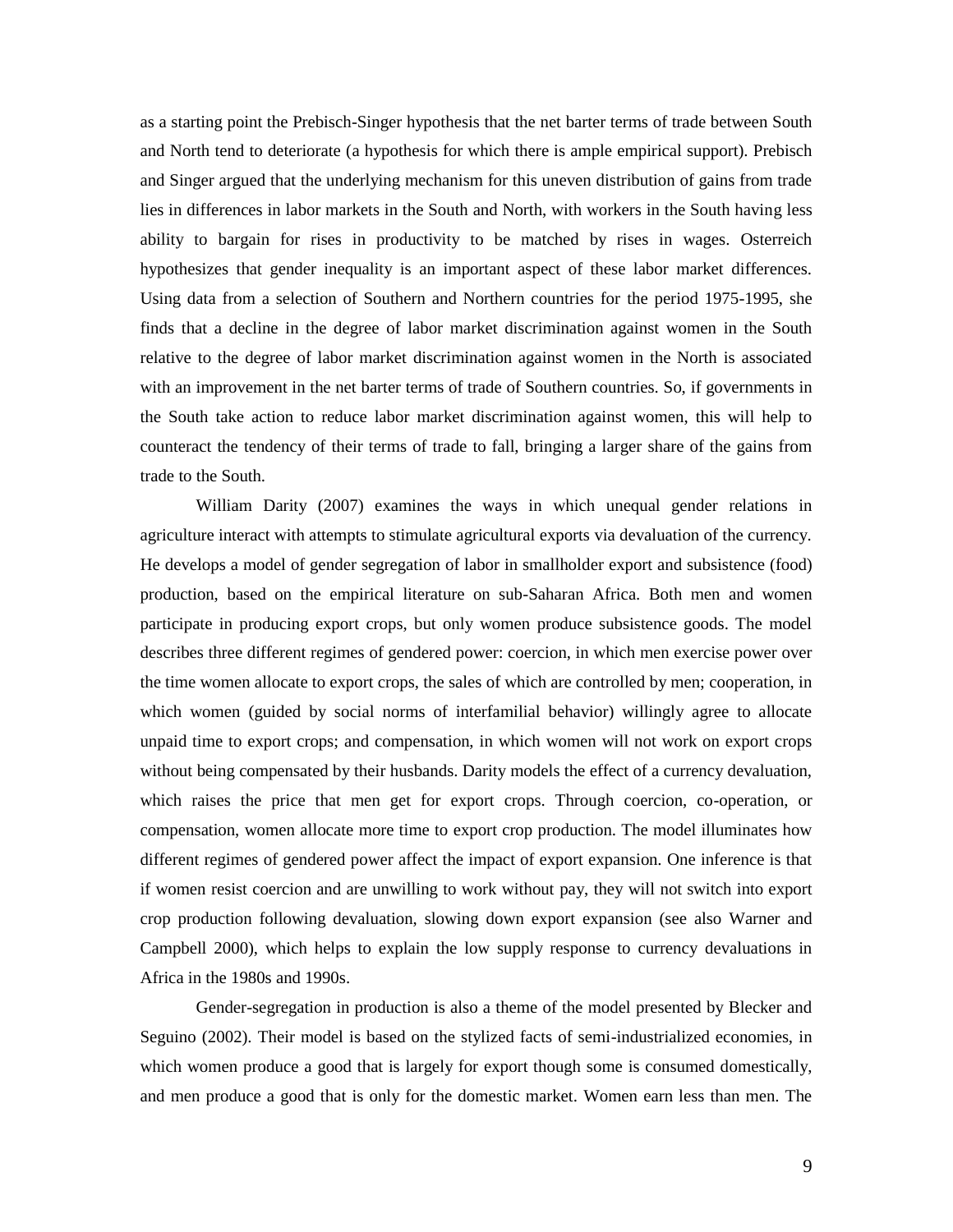as a starting point the Prebisch-Singer hypothesis that the net barter terms of trade between South and North tend to deteriorate (a hypothesis for which there is ample empirical support). Prebisch and Singer argued that the underlying mechanism for this uneven distribution of gains from trade lies in differences in labor markets in the South and North, with workers in the South having less ability to bargain for rises in productivity to be matched by rises in wages. Osterreich hypothesizes that gender inequality is an important aspect of these labor market differences. Using data from a selection of Southern and Northern countries for the period 1975-1995, she finds that a decline in the degree of labor market discrimination against women in the South relative to the degree of labor market discrimination against women in the North is associated with an improvement in the net barter terms of trade of Southern countries. So, if governments in the South take action to reduce labor market discrimination against women, this will help to counteract the tendency of their terms of trade to fall, bringing a larger share of the gains from trade to the South.

William Darity (2007) examines the ways in which unequal gender relations in agriculture interact with attempts to stimulate agricultural exports via devaluation of the currency. He develops a model of gender segregation of labor in smallholder export and subsistence (food) production, based on the empirical literature on sub-Saharan Africa. Both men and women participate in producing export crops, but only women produce subsistence goods. The model describes three different regimes of gendered power: coercion, in which men exercise power over the time women allocate to export crops, the sales of which are controlled by men; cooperation, in which women (guided by social norms of interfamilial behavior) willingly agree to allocate unpaid time to export crops; and compensation, in which women will not work on export crops without being compensated by their husbands. Darity models the effect of a currency devaluation, which raises the price that men get for export crops. Through coercion, co-operation, or compensation, women allocate more time to export crop production. The model illuminates how different regimes of gendered power affect the impact of export expansion. One inference is that if women resist coercion and are unwilling to work without pay, they will not switch into export crop production following devaluation, slowing down export expansion (see also Warner and Campbell 2000), which helps to explain the low supply response to currency devaluations in Africa in the 1980s and 1990s.

Gender-segregation in production is also a theme of the model presented by Blecker and Seguino (2002). Their model is based on the stylized facts of semi-industrialized economies, in which women produce a good that is largely for export though some is consumed domestically, and men produce a good that is only for the domestic market. Women earn less than men. The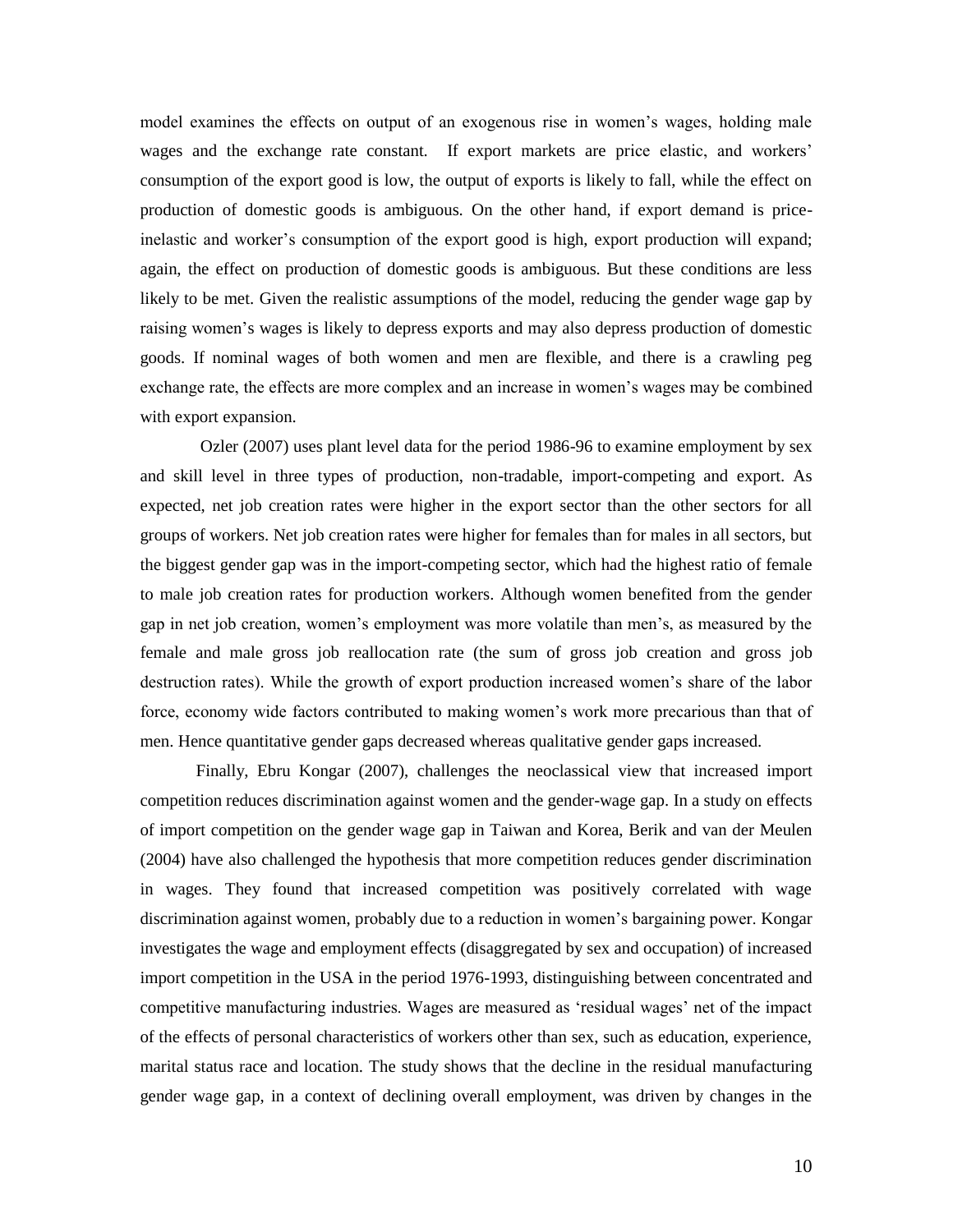model examines the effects on output of an exogenous rise in women's wages, holding male wages and the exchange rate constant. If export markets are price elastic, and workers' consumption of the export good is low, the output of exports is likely to fall, while the effect on production of domestic goods is ambiguous. On the other hand, if export demand is price-inelastic and worker's consumption of the export good is high, export production will expand; again, the effect on production of domestic goods is ambiguous. But these conditions are less likely to be met. Given the realistic assumptions of the model, reducing the gender wage gap by raising women's wages is likely to depress exports and may also depress production of domestic goods. If nominal wages of both women and men are flexible, and there is a crawling peg exchange rate, the effects are more complex and an increase in women's wages may be combined with export expansion.

Ozler (2007) uses plant level data for the period 1986-96 to examine employment by sex and skill level in three types of production, non-tradable, import-competing and export. As expected, net job creation rates were higher in the export sector than the other sectors for all groups of workers. Net job creation rates were higher for females than for males in all sectors, but the biggest gender gap was in the import-competing sector, which had the highest ratio of female to male job creation rates for production workers. Although women benefited from the gender gap in net job creation, women's employment was more volatile than men's, as measured by the female and male gross job reallocation rate (the sum of gross job creation and gross job destruction rates). While the growth of export production increased women's share of the labor force, economy wide factors contributed to making women's work more precarious than that of men. Hence quantitative gender gaps decreased whereas qualitative gender gaps increased.

Finally, Ebru Kongar (2007), challenges the neoclassical view that increased import competition reduces discrimination against women and the gender-wage gap. In a study on effects of import competition on the gender wage gap in Taiwan and Korea, Berik and van der Meulen (2004) have also challenged the hypothesis that more competition reduces gender discrimination in wages. They found that increased competition was positively correlated with wage discrimination against women, probably due to a reduction in women's bargaining power. Kongar investigates the wage and employment effects (disaggregated by sex and occupation) of increased import competition in the USA in the period 1976-1993, distinguishing between concentrated and competitive manufacturing industries. Wages are measured as 'residual wages' net of the impact of the effects of personal characteristics of workers other than sex, such as education, experience, marital status race and location. The study shows that the decline in the residual manufacturing gender wage gap, in a context of declining overall employment, was driven by changes in the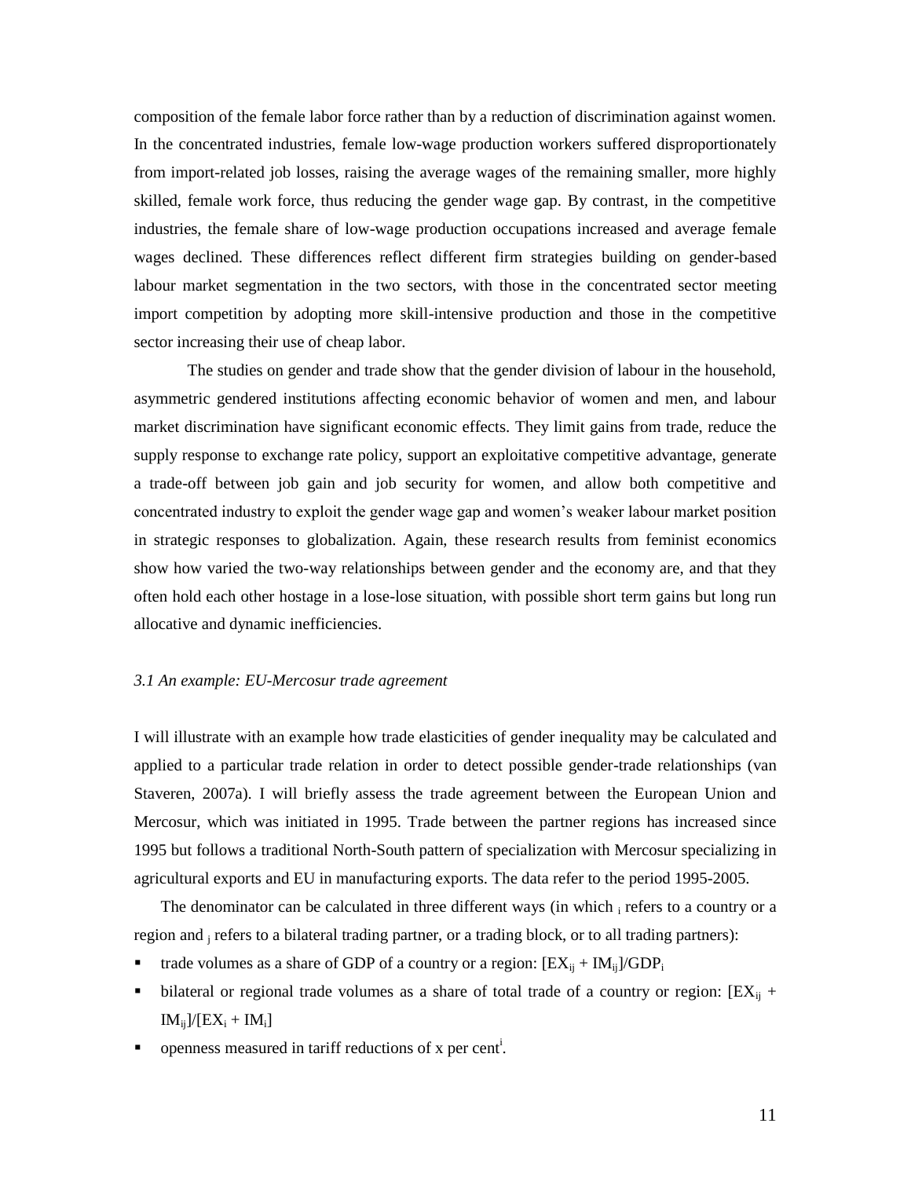composition of the female labor force rather than by a reduction of discrimination against women. In the concentrated industries, female low-wage production workers suffered disproportionately from import-related job losses, raising the average wages of the remaining smaller, more highly skilled, female work force, thus reducing the gender wage gap. By contrast, in the competitive industries, the female share of low-wage production occupations increased and average female wages declined. These differences reflect different firm strategies building on gender-based labour market segmentation in the two sectors, with those in the concentrated sector meeting import competition by adopting more skill-intensive production and those in the competitive sector increasing their use of cheap labor.

The studies on gender and trade show that the gender division of labour in the household, asymmetric gendered institutions affecting economic behavior of women and men, and labour market discrimination have significant economic effects. They limit gains from trade, reduce the supply response to exchange rate policy, support an exploitative competitive advantage, generate a trade-off between job gain and job security for women, and allow both competitive and concentrated industry to exploit the gender wage gap and women's weaker labour market position in strategic responses to globalization. Again, these research results from feminist economics show how varied the two-way relationships between gender and the economy are, and that they often hold each other hostage in a lose-lose situation, with possible short term gains but long run allocative and dynamic inefficiencies.

### *3.1 An example: EU-Mercosur trade agreement*

I will illustrate with an example how trade elasticities of gender inequality may be calculated and applied to a particular trade relation in order to detect possible gender-trade relationships (van Staveren, 2007a). I will briefly assess the trade agreement between the European Union and Mercosur, which was initiated in 1995. Trade between the partner regions has increased since 1995 but follows a traditional North-South pattern of specialization with Mercosur specializing in agricultural exports and EU in manufacturing exports. The data refer to the period 1995-2005.

The denominator can be calculated in three different ways (in which $_i$ refers to a country or a region and $_j$ refers to a bilateral trading partner, or a trading block, or to all trading partners):

- trade volumes as a share of GDP of a country or a region: $[EX_{ij} + IM_{ij}]/GDP_i$
- bilateral or regional trade volumes as a share of total trade of a country or region: $[EX_{ij} + IM_{ij}]/[EX_i + IM_i]$
- openness measured in tariff reductions of x per cent[i].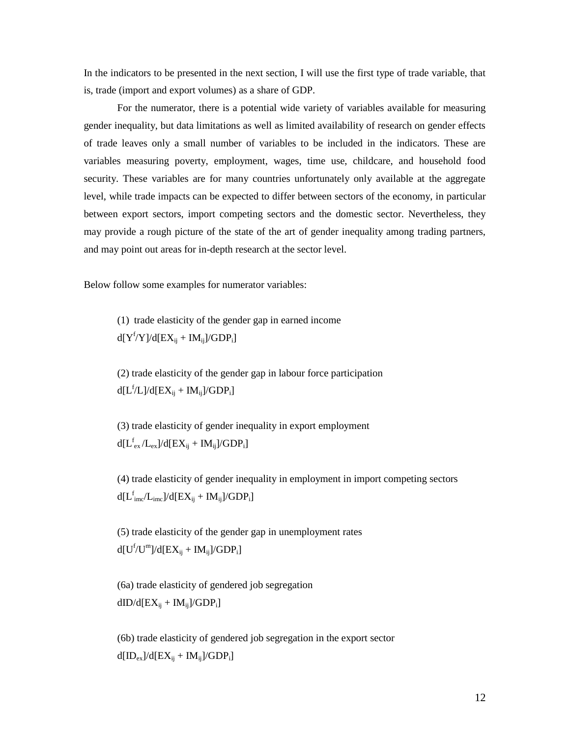In the indicators to be presented in the next section, I will use the first type of trade variable, that is, trade (import and export volumes) as a share of GDP.

For the numerator, there is a potential wide variety of variables available for measuring gender inequality, but data limitations as well as limited availability of research on gender effects of trade leaves only a small number of variables to be included in the indicators. These are variables measuring poverty, employment, wages, time use, childcare, and household food security. These variables are for many countries unfortunately only available at the aggregate level, while trade impacts can be expected to differ between sectors of the economy, in particular between export sectors, import competing sectors and the domestic sector. Nevertheless, they may provide a rough picture of the state of the art of gender inequality among trading partners, and may point out areas for in-depth research at the sector level.

Below follow some examples for numerator variables:

(1) trade elasticity of the gender gap in earned income
$d[Y^f/Y]/d[EX_{ij} + IM_{ij}]/GDP_i]$

(2) trade elasticity of the gender gap in labour force participation
$d[L^f/L]/d[EX_{ij} + IM_{ij}]/GDP_i]$

(3) trade elasticity of gender inequality in export employment
$d[L^f_{ex}/L_{ex}]/d[EX_{ij} + IM_{ij}]/GDP_i]$

(4) trade elasticity of gender inequality in employment in import competing sectors
$d[L^f_{imc}/L_{imc}]/d[EX_{ij} + IM_{ij}]/GDP_i]$

(5) trade elasticity of the gender gap in unemployment rates
$d[U^f/U^m]/d[EX_{ij} + IM_{ij}]/GDP_i]$

(6a) trade elasticity of gendered job segregation
$dID/d[EX_{ij} + IM_{ij}]/GDP_i]$

(6b) trade elasticity of gendered job segregation in the export sector
$d[ID_{ex}]/d[EX_{ij} + IM_{ij}]/GDP_i]$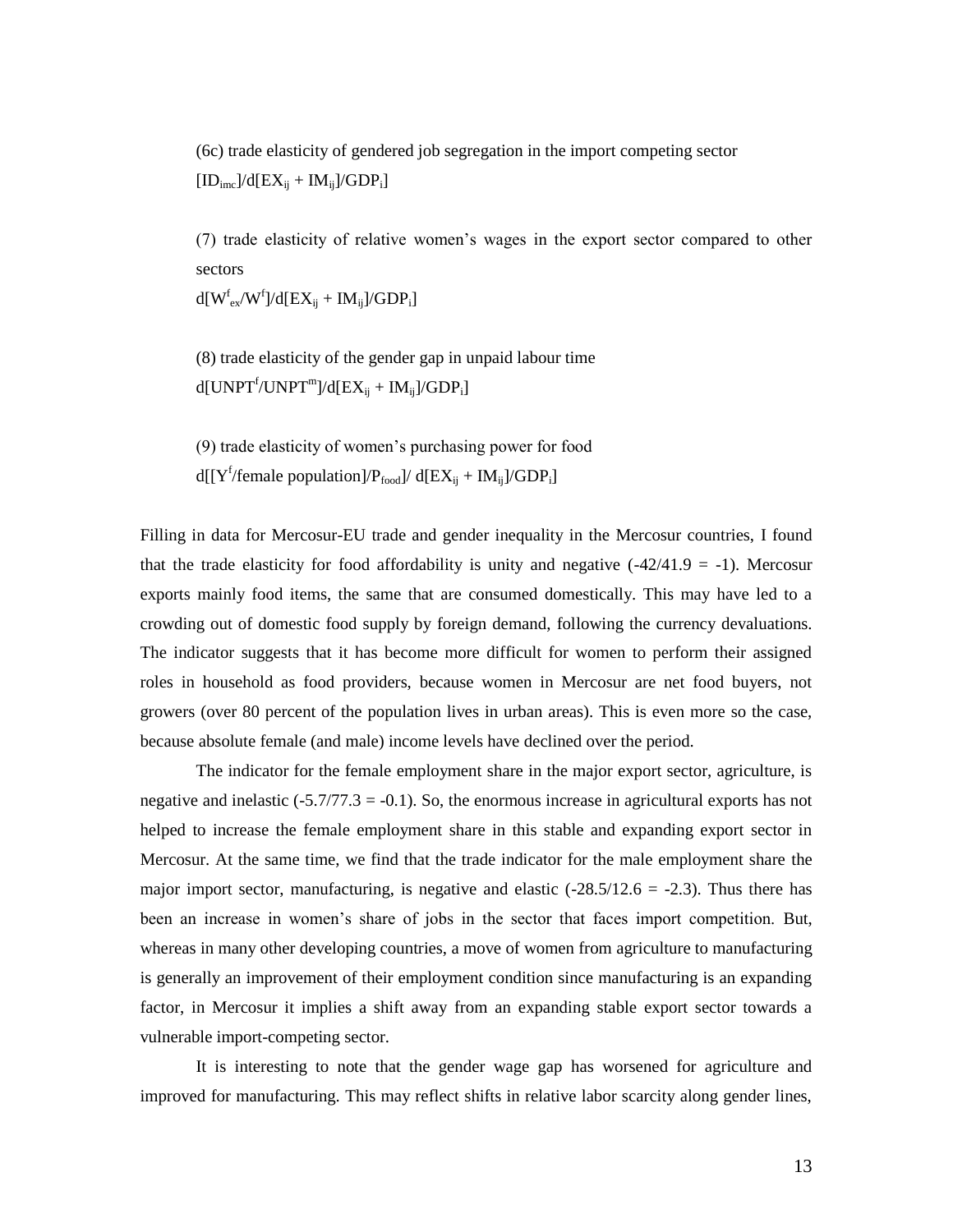(6c) trade elasticity of gendered job segregation in the import competing sector

$[ID_{imc}]/d[EX_{ij} + IM_{ij}]/GDP_i]$

(7) trade elasticity of relative women's wages in the export sector compared to other sectors

$d[W^f_{ex}/W^f]/d[EX_{ij} + IM_{ij}]/GDP_i]$

(8) trade elasticity of the gender gap in unpaid labour time

$d[UNPT^f/UNPT^m]/d[EX_{ij} + IM_{ij}]/GDP_i]$

(9) trade elasticity of women's purchasing power for food

$d[[Y^f/\text{female population}]/P_{food}]/ d[EX_{ij} + IM_{ij}]/GDP_i]$

Filling in data for Mercosur-EU trade and gender inequality in the Mercosur countries, I found that the trade elasticity for food affordability is unity and negative (-42/41.9 = -1). Mercosur exports mainly food items, the same that are consumed domestically. This may have led to a crowding out of domestic food supply by foreign demand, following the currency devaluations. The indicator suggests that it has become more difficult for women to perform their assigned roles in household as food providers, because women in Mercosur are net food buyers, not growers (over 80 percent of the population lives in urban areas). This is even more so the case, because absolute female (and male) income levels have declined over the period.

The indicator for the female employment share in the major export sector, agriculture, is negative and inelastic (-5.7/77.3 = -0.1). So, the enormous increase in agricultural exports has not helped to increase the female employment share in this stable and expanding export sector in Mercosur. At the same time, we find that the trade indicator for the male employment share the major import sector, manufacturing, is negative and elastic (-28.5/12.6 = -2.3). Thus there has been an increase in women's share of jobs in the sector that faces import competition. But, whereas in many other developing countries, a move of women from agriculture to manufacturing is generally an improvement of their employment condition since manufacturing is an expanding factor, in Mercosur it implies a shift away from an expanding stable export sector towards a vulnerable import-competing sector.

It is interesting to note that the gender wage gap has worsened for agriculture and improved for manufacturing. This may reflect shifts in relative labor scarcity along gender lines,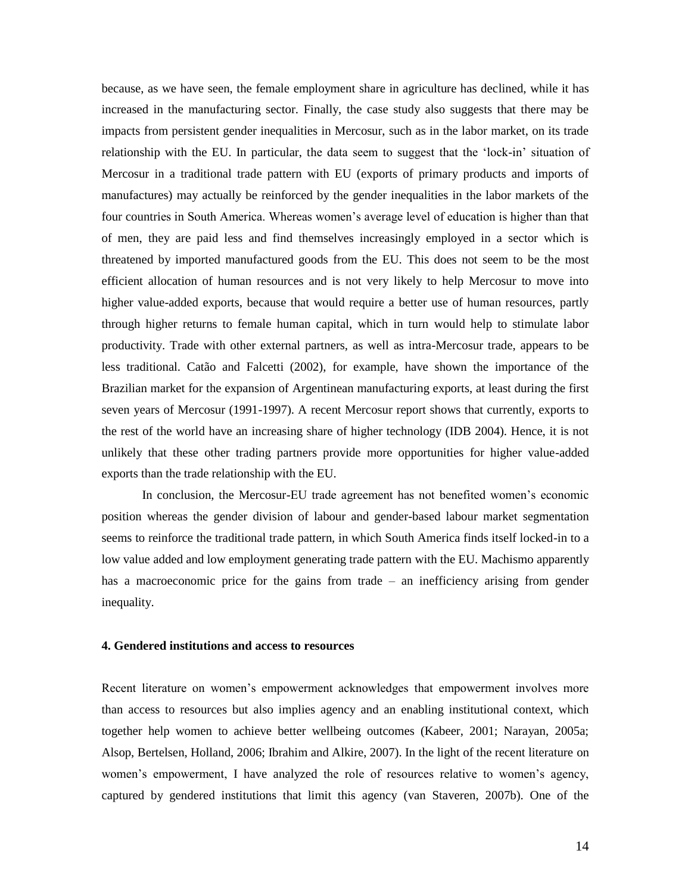because, as we have seen, the female employment share in agriculture has declined, while it has increased in the manufacturing sector. Finally, the case study also suggests that there may be impacts from persistent gender inequalities in Mercosur, such as in the labor market, on its trade relationship with the EU. In particular, the data seem to suggest that the 'lock-in' situation of Mercosur in a traditional trade pattern with EU (exports of primary products and imports of manufactures) may actually be reinforced by the gender inequalities in the labor markets of the four countries in South America. Whereas women's average level of education is higher than that of men, they are paid less and find themselves increasingly employed in a sector which is threatened by imported manufactured goods from the EU. This does not seem to be the most efficient allocation of human resources and is not very likely to help Mercosur to move into higher value-added exports, because that would require a better use of human resources, partly through higher returns to female human capital, which in turn would help to stimulate labor productivity. Trade with other external partners, as well as intra-Mercosur trade, appears to be less traditional. Catão and Falcetti (2002), for example, have shown the importance of the Brazilian market for the expansion of Argentinean manufacturing exports, at least during the first seven years of Mercosur (1991-1997). A recent Mercosur report shows that currently, exports to the rest of the world have an increasing share of higher technology (IDB 2004). Hence, it is not unlikely that these other trading partners provide more opportunities for higher value-added exports than the trade relationship with the EU.

In conclusion, the Mercosur-EU trade agreement has not benefited women's economic position whereas the gender division of labour and gender-based labour market segmentation seems to reinforce the traditional trade pattern, in which South America finds itself locked-in to a low value added and low employment generating trade pattern with the EU. Machismo apparently has a macroeconomic price for the gains from trade – an inefficiency arising from gender inequality.

## 4. Gendered institutions and access to resources

Recent literature on women's empowerment acknowledges that empowerment involves more than access to resources but also implies agency and an enabling institutional context, which together help women to achieve better wellbeing outcomes (Kabeer, 2001; Narayan, 2005a; Alsop, Bertelsen, Holland, 2006; Ibrahim and Alkire, 2007). In the light of the recent literature on women's empowerment, I have analyzed the role of resources relative to women's agency, captured by gendered institutions that limit this agency (van Staveren, 2007b). One of the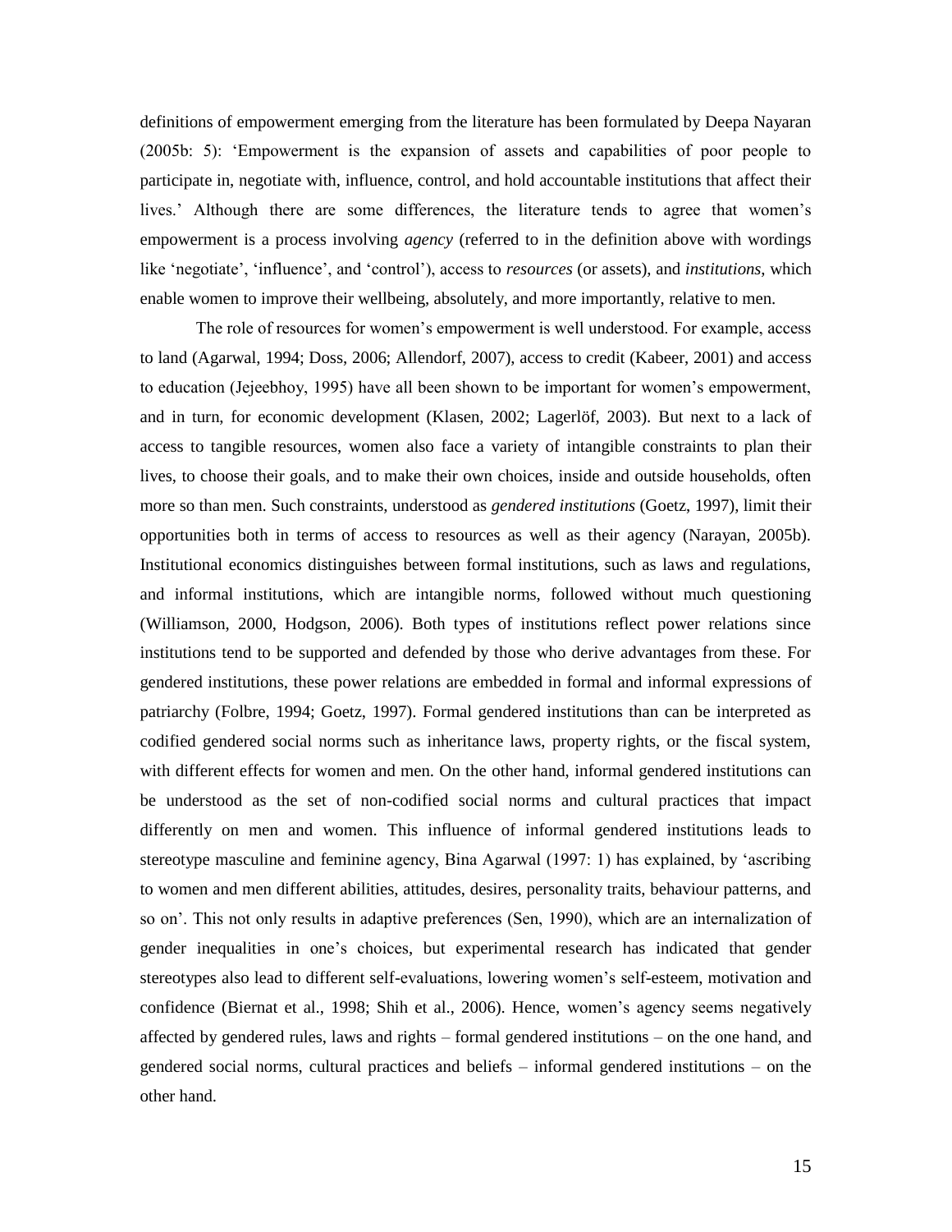definitions of empowerment emerging from the literature has been formulated by Deepa Nayaran (2005b: 5): 'Empowerment is the expansion of assets and capabilities of poor people to participate in, negotiate with, influence, control, and hold accountable institutions that affect their lives.' Although there are some differences, the literature tends to agree that women's empowerment is a process involving *agency* (referred to in the definition above with wordings like 'negotiate', 'influence', and 'control'), access to *resources* (or assets), and *institutions*, which enable women to improve their wellbeing, absolutely, and more importantly, relative to men.

The role of resources for women's empowerment is well understood. For example, access to land (Agarwal, 1994; Doss, 2006; Allendorf, 2007), access to credit (Kabeer, 2001) and access to education (Jejeebhoy, 1995) have all been shown to be important for women's empowerment, and in turn, for economic development (Klasen, 2002; Lagerlöf, 2003). But next to a lack of access to tangible resources, women also face a variety of intangible constraints to plan their lives, to choose their goals, and to make their own choices, inside and outside households, often more so than men. Such constraints, understood as *gendered institutions* (Goetz, 1997), limit their opportunities both in terms of access to resources as well as their agency (Narayan, 2005b). Institutional economics distinguishes between formal institutions, such as laws and regulations, and informal institutions, which are intangible norms, followed without much questioning (Williamson, 2000, Hodgson, 2006). Both types of institutions reflect power relations since institutions tend to be supported and defended by those who derive advantages from these. For gendered institutions, these power relations are embedded in formal and informal expressions of patriarchy (Folbre, 1994; Goetz, 1997). Formal gendered institutions than can be interpreted as codified gendered social norms such as inheritance laws, property rights, or the fiscal system, with different effects for women and men. On the other hand, informal gendered institutions can be understood as the set of non-codified social norms and cultural practices that impact differently on men and women. This influence of informal gendered institutions leads to stereotype masculine and feminine agency, Bina Agarwal (1997: 1) has explained, by 'ascribing to women and men different abilities, attitudes, desires, personality traits, behaviour patterns, and so on'. This not only results in adaptive preferences (Sen, 1990), which are an internalization of gender inequalities in one's choices, but experimental research has indicated that gender stereotypes also lead to different self-evaluations, lowering women's self-esteem, motivation and confidence (Biernat et al., 1998; Shih et al., 2006). Hence, women's agency seems negatively affected by gendered rules, laws and rights – formal gendered institutions – on the one hand, and gendered social norms, cultural practices and beliefs – informal gendered institutions – on the other hand.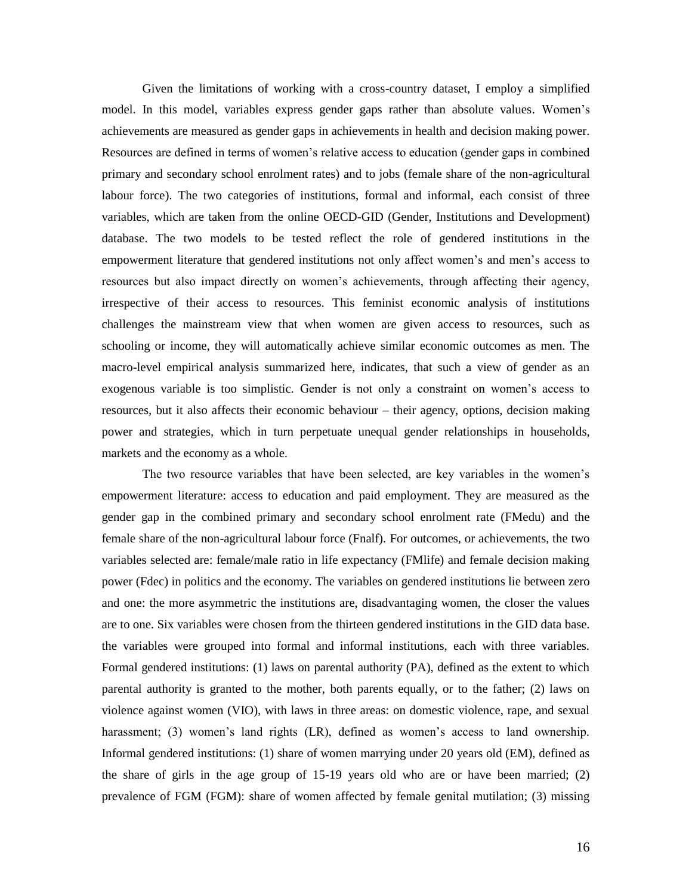Given the limitations of working with a cross-country dataset, I employ a simplified model. In this model, variables express gender gaps rather than absolute values. Women's achievements are measured as gender gaps in achievements in health and decision making power. Resources are defined in terms of women's relative access to education (gender gaps in combined primary and secondary school enrolment rates) and to jobs (female share of the non-agricultural labour force). The two categories of institutions, formal and informal, each consist of three variables, which are taken from the online OECD-GID (Gender, Institutions and Development) database. The two models to be tested reflect the role of gendered institutions in the empowerment literature that gendered institutions not only affect women's and men's access to resources but also impact directly on women's achievements, through affecting their agency, irrespective of their access to resources. This feminist economic analysis of institutions challenges the mainstream view that when women are given access to resources, such as schooling or income, they will automatically achieve similar economic outcomes as men. The macro-level empirical analysis summarized here, indicates, that such a view of gender as an exogenous variable is too simplistic. Gender is not only a constraint on women's access to resources, but it also affects their economic behaviour – their agency, options, decision making power and strategies, which in turn perpetuate unequal gender relationships in households, markets and the economy as a whole.

The two resource variables that have been selected, are key variables in the women's empowerment literature: access to education and paid employment. They are measured as the gender gap in the combined primary and secondary school enrolment rate (FMedu) and the female share of the non-agricultural labour force (Fnalf). For outcomes, or achievements, the two variables selected are: female/male ratio in life expectancy (FMlife) and female decision making power (Fdec) in politics and the economy. The variables on gendered institutions lie between zero and one: the more asymmetric the institutions are, disadvantaging women, the closer the values are to one. Six variables were chosen from the thirteen gendered institutions in the GID data base. the variables were grouped into formal and informal institutions, each with three variables. Formal gendered institutions: (1) laws on parental authority (PA), defined as the extent to which parental authority is granted to the mother, both parents equally, or to the father; (2) laws on violence against women (VIO), with laws in three areas: on domestic violence, rape, and sexual harassment; (3) women's land rights (LR), defined as women's access to land ownership. Informal gendered institutions: (1) share of women marrying under 20 years old (EM), defined as the share of girls in the age group of 15-19 years old who are or have been married; (2) prevalence of FGM (FGM): share of women affected by female genital mutilation; (3) missing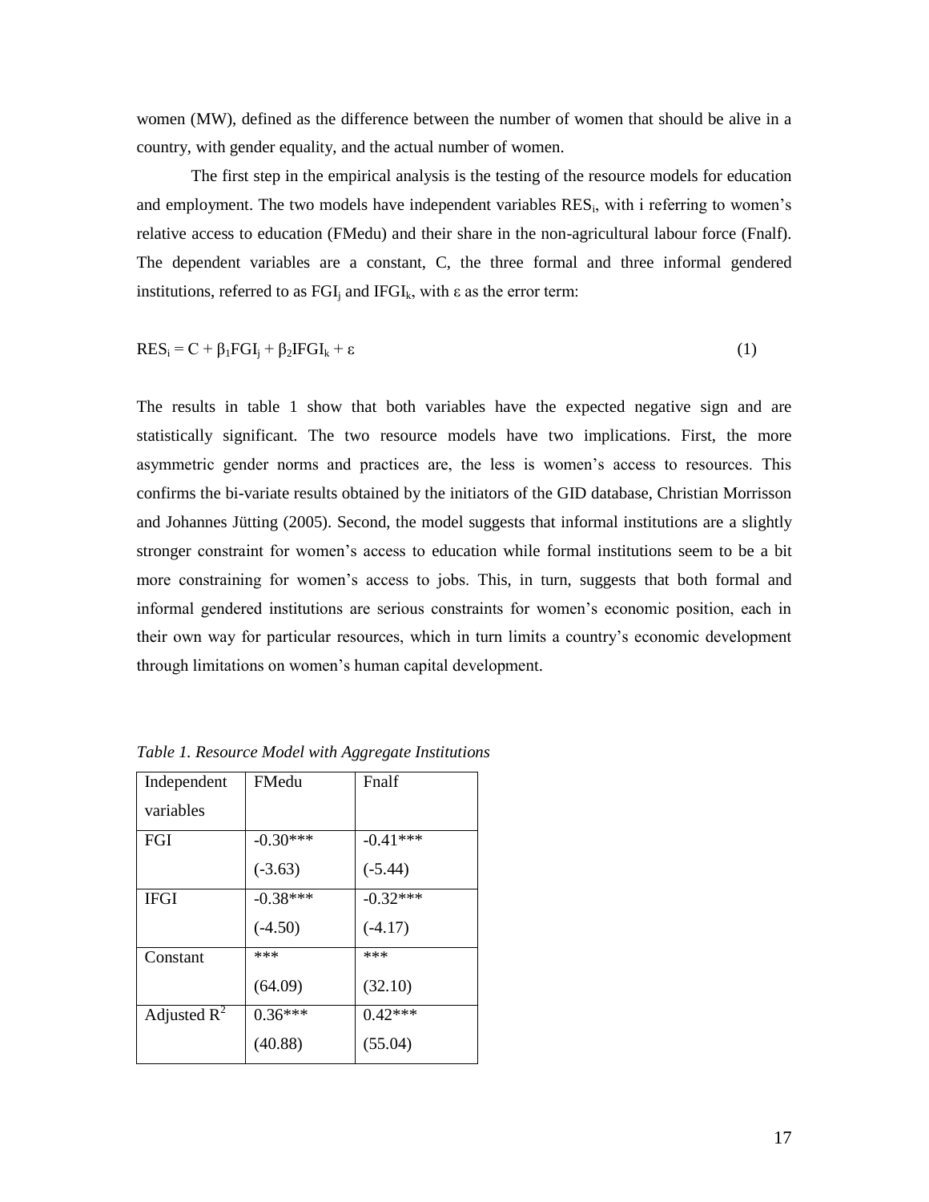women (MW), defined as the difference between the number of women that should be alive in a country, with gender equality, and the actual number of women.

The first step in the empirical analysis is the testing of the resource models for education and employment. The two models have independent variables $RES_i$, with i referring to women's relative access to education (FMedu) and their share in the non-agricultural labour force (Fnalf). The dependent variables are a constant, C, the three formal and three informal gendered institutions, referred to as $FGI_j$ and $IFGI_k$, with ε as the error term:

$$RES_i = C + \beta_1 FGI_j + \beta_2 IFGI_k + \varepsilon \quad (1)$$

The results in table 1 show that both variables have the expected negative sign and are statistically significant. The two resource models have two implications. First, the more asymmetric gender norms and practices are, the less is women's access to resources. This confirms the bi-variate results obtained by the initiators of the GID database, Christian Morrisson and Johannes Jütting (2005). Second, the model suggests that informal institutions are a slightly stronger constraint for women's access to education while formal institutions seem to be a bit more constraining for women's access to jobs. This, in turn, suggests that both formal and informal gendered institutions are serious constraints for women's economic position, each in their own way for particular resources, which in turn limits a country's economic development through limitations on women's human capital development.

*Table 1. Resource Model with Aggregate Institutions*

| Independent variables | FMedu | Fnalf |
|---|---|---|
| FGI | -0.30*** (-3.63) | -0.41*** (-5.44) |
| IFGI | -0.38*** (-4.50) | -0.32*** (-4.17) |
| Constant | *** (64.09) | *** (32.10) |
| Adjusted $R^2$ | 0.36*** (40.88) | 0.42*** (55.04) |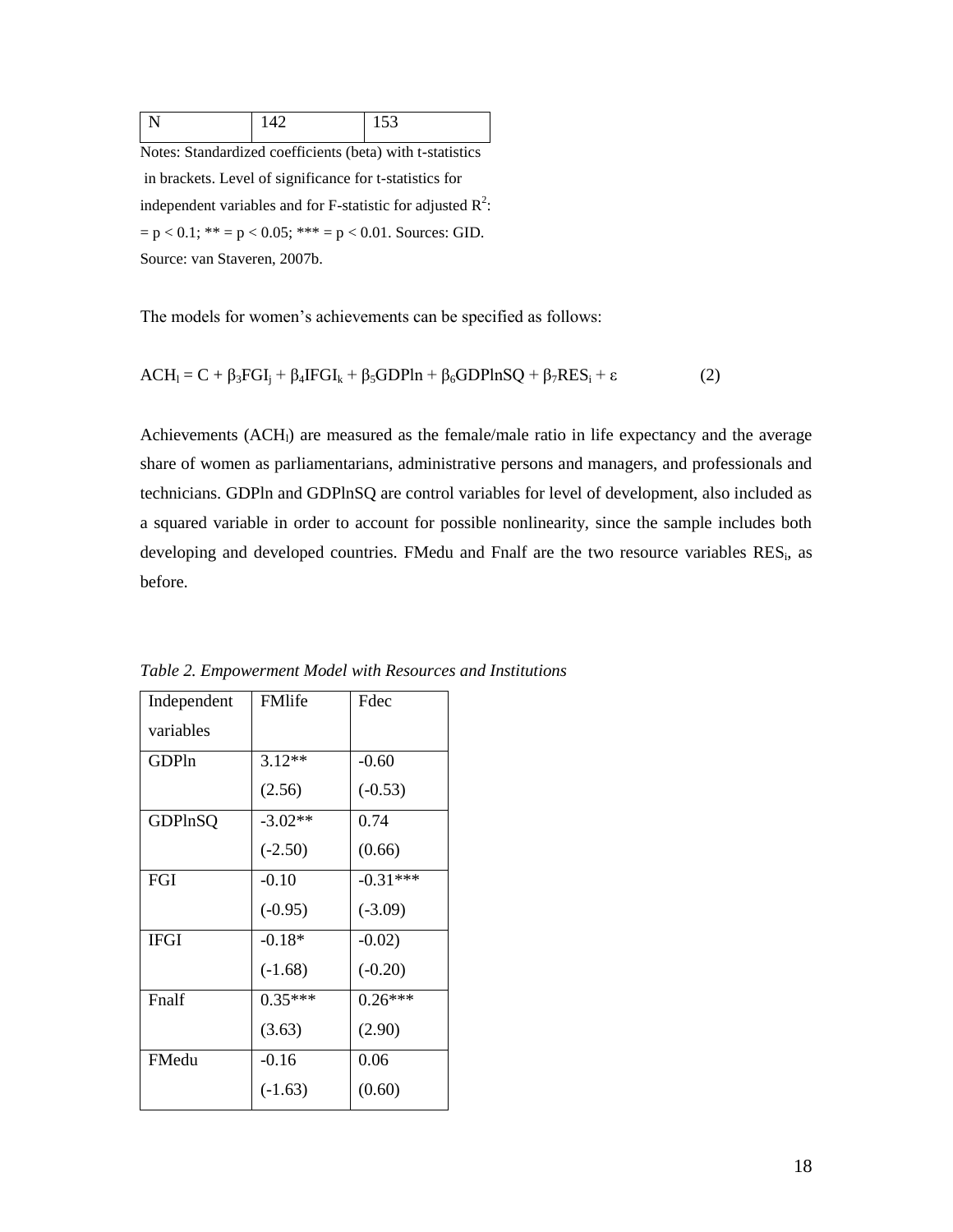| N | 142 | 153 |
|---|---|---|

Notes: Standardized coefficients (beta) with t-statistics in brackets. Level of significance for t-statistics for independent variables and for F-statistic for adjusted $R^2$: = $p < 0.1$; ** = $p < 0.05$; *** = $p < 0.01$. Sources: GID. Source: van Staveren, 2007b.

The models for women's achievements can be specified as follows:

$$ACH_l = C + \beta_3 FGI_j + \beta_4 IFGI_k + \beta_5 GDPln + \beta_6 GDPlnSQ + \beta_7 RES_i + \varepsilon \qquad (2)$$

Achievements ($ACH_l$) are measured as the female/male ratio in life expectancy and the average share of women as parliamentarians, administrative persons and managers, and professionals and technicians. GDPln and GDPlnSQ are control variables for level of development, also included as a squared variable in order to account for possible nonlinearity, since the sample includes both developing and developed countries. FMedu and Fnalf are the two resource variables $RES_i$, as before.

*Table 2. Empowerment Model with Resources and Institutions*

| Independent variables | FMlife | Fdec |
|---|---|---|
| GDPln | 3.12** (2.56) | -0.60 (-0.53) |
| GDPlnSQ | -3.02** (-2.50) | 0.74 (0.66) |
| FGI | -0.10 (-0.95) | -0.31*** (-3.09) |
| IFGI | -0.18* (-1.68) | -0.02) (-0.20) |
| Fnalf | 0.35*** (3.63) | 0.26*** (2.90) |
| FMedu | -0.16 (-1.63) | 0.06 (0.60) |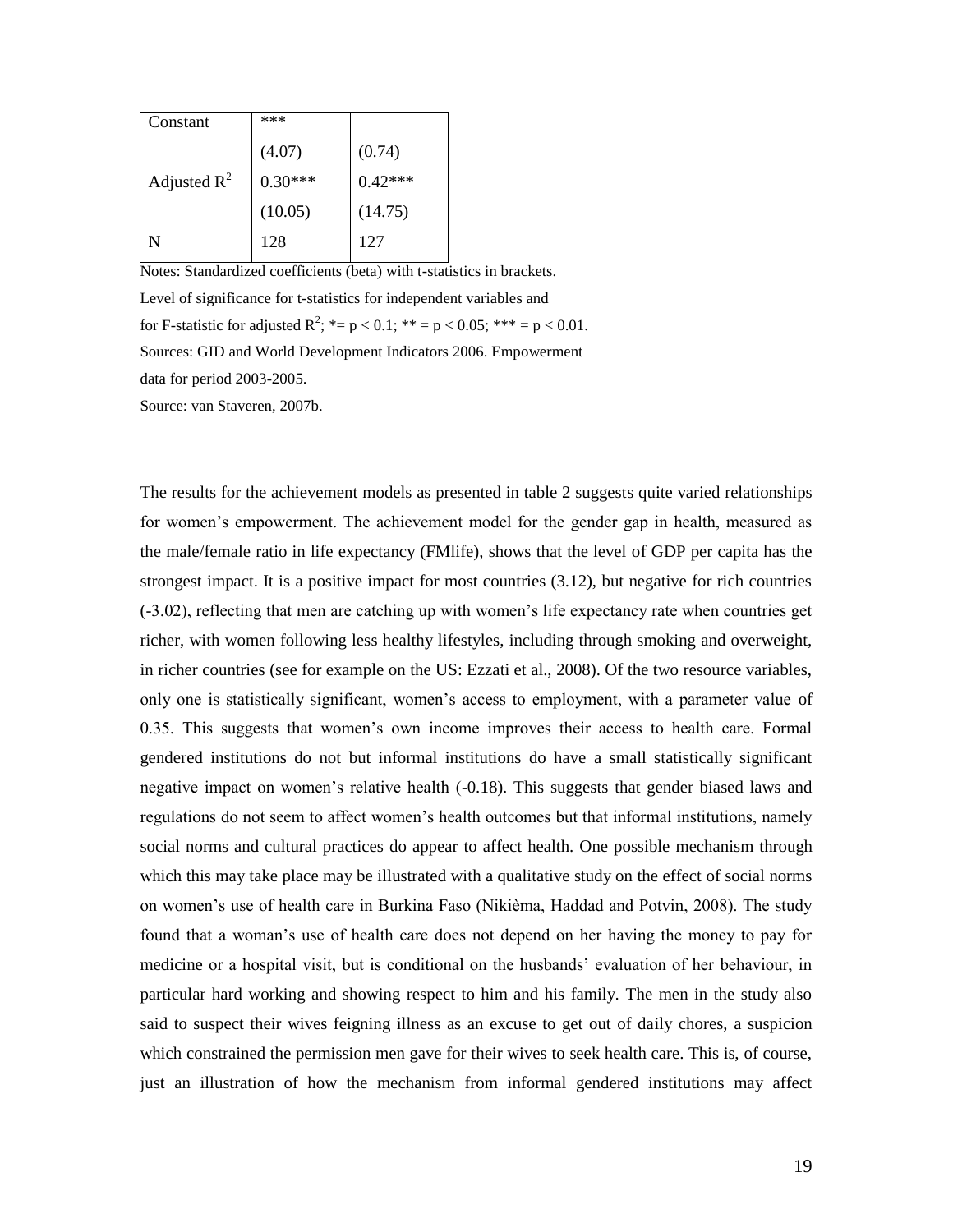| Constant | *** | |
|---|---|---|
| | (4.07) | (0.74) |
| Adjusted $R^2$ | 0.30*** | 0.42*** |
| | (10.05) | (14.75) |
| N | 128 | 127 |

Notes: Standardized coefficients (beta) with t-statistics in brackets.
Level of significance for t-statistics for independent variables and for F-statistic for adjusted $R^2$; *= $p < 0.1$; ** = $p < 0.05$; *** = $p < 0.01$.
Sources: GID and World Development Indicators 2006. Empowerment data for period 2003-2005.
Source: van Staveren, 2007b.

The results for the achievement models as presented in table 2 suggests quite varied relationships for women's empowerment. The achievement model for the gender gap in health, measured as the male/female ratio in life expectancy (FMlife), shows that the level of GDP per capita has the strongest impact. It is a positive impact for most countries (3.12), but negative for rich countries (-3.02), reflecting that men are catching up with women's life expectancy rate when countries get richer, with women following less healthy lifestyles, including through smoking and overweight, in richer countries (see for example on the US: Ezzati et al., 2008). Of the two resource variables, only one is statistically significant, women's access to employment, with a parameter value of 0.35. This suggests that women's own income improves their access to health care. Formal gendered institutions do not but informal institutions do have a small statistically significant negative impact on women's relative health (-0.18). This suggests that gender biased laws and regulations do not seem to affect women's health outcomes but that informal institutions, namely social norms and cultural practices do appear to affect health. One possible mechanism through which this may take place may be illustrated with a qualitative study on the effect of social norms on women's use of health care in Burkina Faso (Nikièma, Haddad and Potvin, 2008). The study found that a woman's use of health care does not depend on her having the money to pay for medicine or a hospital visit, but is conditional on the husbands' evaluation of her behaviour, in particular hard working and showing respect to him and his family. The men in the study also said to suspect their wives feigning illness as an excuse to get out of daily chores, a suspicion which constrained the permission men gave for their wives to seek health care. This is, of course, just an illustration of how the mechanism from informal gendered institutions may affect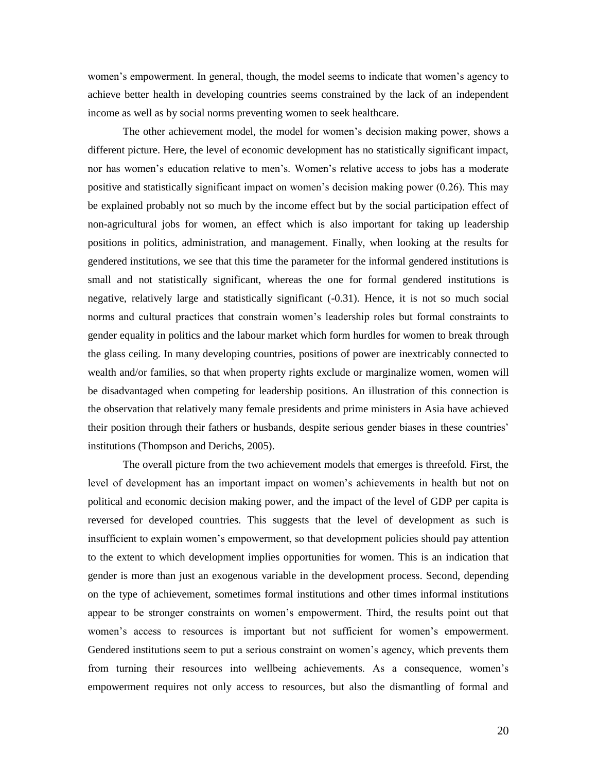women's empowerment. In general, though, the model seems to indicate that women's agency to achieve better health in developing countries seems constrained by the lack of an independent income as well as by social norms preventing women to seek healthcare.

The other achievement model, the model for women's decision making power, shows a different picture. Here, the level of economic development has no statistically significant impact, nor has women's education relative to men's. Women's relative access to jobs has a moderate positive and statistically significant impact on women's decision making power (0.26). This may be explained probably not so much by the income effect but by the social participation effect of non-agricultural jobs for women, an effect which is also important for taking up leadership positions in politics, administration, and management. Finally, when looking at the results for gendered institutions, we see that this time the parameter for the informal gendered institutions is small and not statistically significant, whereas the one for formal gendered institutions is negative, relatively large and statistically significant (-0.31). Hence, it is not so much social norms and cultural practices that constrain women's leadership roles but formal constraints to gender equality in politics and the labour market which form hurdles for women to break through the glass ceiling. In many developing countries, positions of power are inextricably connected to wealth and/or families, so that when property rights exclude or marginalize women, women will be disadvantaged when competing for leadership positions. An illustration of this connection is the observation that relatively many female presidents and prime ministers in Asia have achieved their position through their fathers or husbands, despite serious gender biases in these countries' institutions (Thompson and Derichs, 2005).

The overall picture from the two achievement models that emerges is threefold. First, the level of development has an important impact on women's achievements in health but not on political and economic decision making power, and the impact of the level of GDP per capita is reversed for developed countries. This suggests that the level of development as such is insufficient to explain women's empowerment, so that development policies should pay attention to the extent to which development implies opportunities for women. This is an indication that gender is more than just an exogenous variable in the development process. Second, depending on the type of achievement, sometimes formal institutions and other times informal institutions appear to be stronger constraints on women's empowerment. Third, the results point out that women's access to resources is important but not sufficient for women's empowerment. Gendered institutions seem to put a serious constraint on women's agency, which prevents them from turning their resources into wellbeing achievements. As a consequence, women's empowerment requires not only access to resources, but also the dismantling of formal and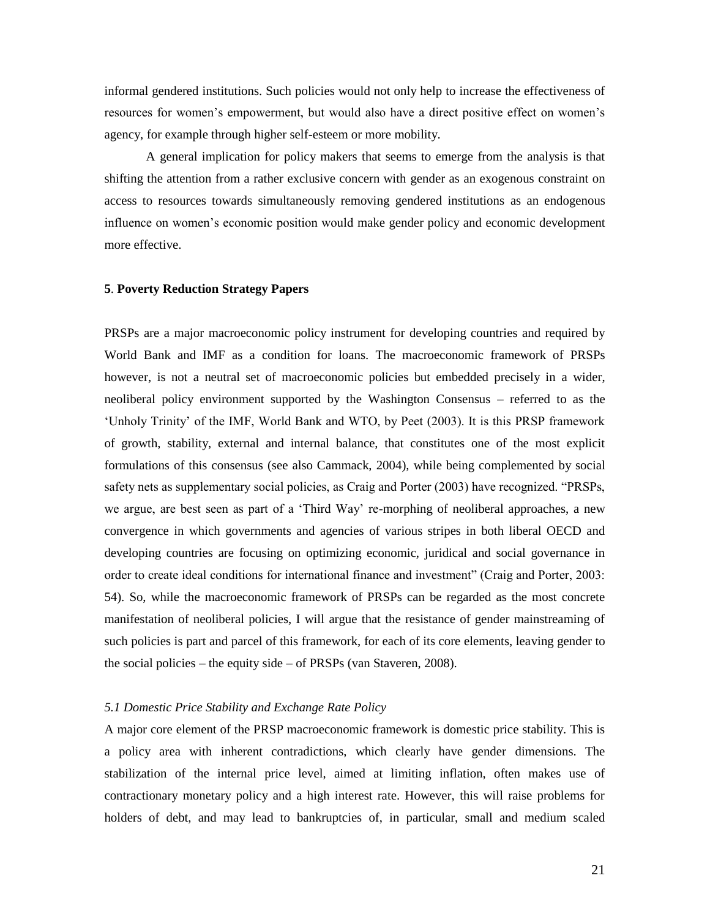informal gendered institutions. Such policies would not only help to increase the effectiveness of resources for women's empowerment, but would also have a direct positive effect on women's agency, for example through higher self-esteem or more mobility.

A general implication for policy makers that seems to emerge from the analysis is that shifting the attention from a rather exclusive concern with gender as an exogenous constraint on access to resources towards simultaneously removing gendered institutions as an endogenous influence on women's economic position would make gender policy and economic development more effective.

## 5. Poverty Reduction Strategy Papers

PRSPs are a major macroeconomic policy instrument for developing countries and required by World Bank and IMF as a condition for loans. The macroeconomic framework of PRSPs however, is not a neutral set of macroeconomic policies but embedded precisely in a wider, neoliberal policy environment supported by the Washington Consensus – referred to as the 'Unholy Trinity' of the IMF, World Bank and WTO, by Peet (2003). It is this PRSP framework of growth, stability, external and internal balance, that constitutes one of the most explicit formulations of this consensus (see also Cammack, 2004), while being complemented by social safety nets as supplementary social policies, as Craig and Porter (2003) have recognized. "PRSPs, we argue, are best seen as part of a 'Third Way' re-morphing of neoliberal approaches, a new convergence in which governments and agencies of various stripes in both liberal OECD and developing countries are focusing on optimizing economic, juridical and social governance in order to create ideal conditions for international finance and investment" (Craig and Porter, 2003: 54). So, while the macroeconomic framework of PRSPs can be regarded as the most concrete manifestation of neoliberal policies, I will argue that the resistance of gender mainstreaming of such policies is part and parcel of this framework, for each of its core elements, leaving gender to the social policies – the equity side – of PRSPs (van Staveren, 2008).

### *5.1 Domestic Price Stability and Exchange Rate Policy*

A major core element of the PRSP macroeconomic framework is domestic price stability. This is a policy area with inherent contradictions, which clearly have gender dimensions. The stabilization of the internal price level, aimed at limiting inflation, often makes use of contractionary monetary policy and a high interest rate. However, this will raise problems for holders of debt, and may lead to bankruptcies of, in particular, small and medium scaled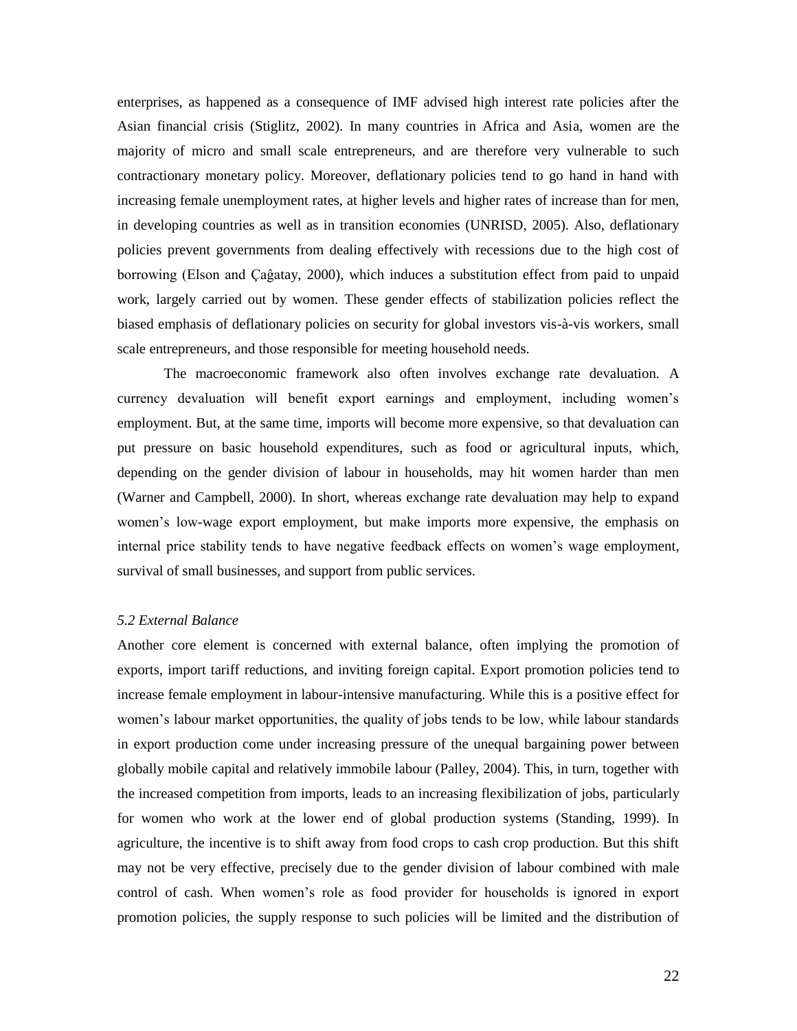enterprises, as happened as a consequence of IMF advised high interest rate policies after the Asian financial crisis (Stiglitz, 2002). In many countries in Africa and Asia, women are the majority of micro and small scale entrepreneurs, and are therefore very vulnerable to such contractionary monetary policy. Moreover, deflationary policies tend to go hand in hand with increasing female unemployment rates, at higher levels and higher rates of increase than for men, in developing countries as well as in transition economies (UNRISD, 2005). Also, deflationary policies prevent governments from dealing effectively with recessions due to the high cost of borrowing (Elson and Çaĝatay, 2000), which induces a substitution effect from paid to unpaid work, largely carried out by women. These gender effects of stabilization policies reflect the biased emphasis of deflationary policies on security for global investors vis-à-vis workers, small scale entrepreneurs, and those responsible for meeting household needs.

The macroeconomic framework also often involves exchange rate devaluation. A currency devaluation will benefit export earnings and employment, including women's employment. But, at the same time, imports will become more expensive, so that devaluation can put pressure on basic household expenditures, such as food or agricultural inputs, which, depending on the gender division of labour in households, may hit women harder than men (Warner and Campbell, 2000). In short, whereas exchange rate devaluation may help to expand women's low-wage export employment, but make imports more expensive, the emphasis on internal price stability tends to have negative feedback effects on women's wage employment, survival of small businesses, and support from public services.

### *5.2 External Balance*

Another core element is concerned with external balance, often implying the promotion of exports, import tariff reductions, and inviting foreign capital. Export promotion policies tend to increase female employment in labour-intensive manufacturing. While this is a positive effect for women's labour market opportunities, the quality of jobs tends to be low, while labour standards in export production come under increasing pressure of the unequal bargaining power between globally mobile capital and relatively immobile labour (Palley, 2004). This, in turn, together with the increased competition from imports, leads to an increasing flexibilization of jobs, particularly for women who work at the lower end of global production systems (Standing, 1999). In agriculture, the incentive is to shift away from food crops to cash crop production. But this shift may not be very effective, precisely due to the gender division of labour combined with male control of cash. When women's role as food provider for households is ignored in export promotion policies, the supply response to such policies will be limited and the distribution of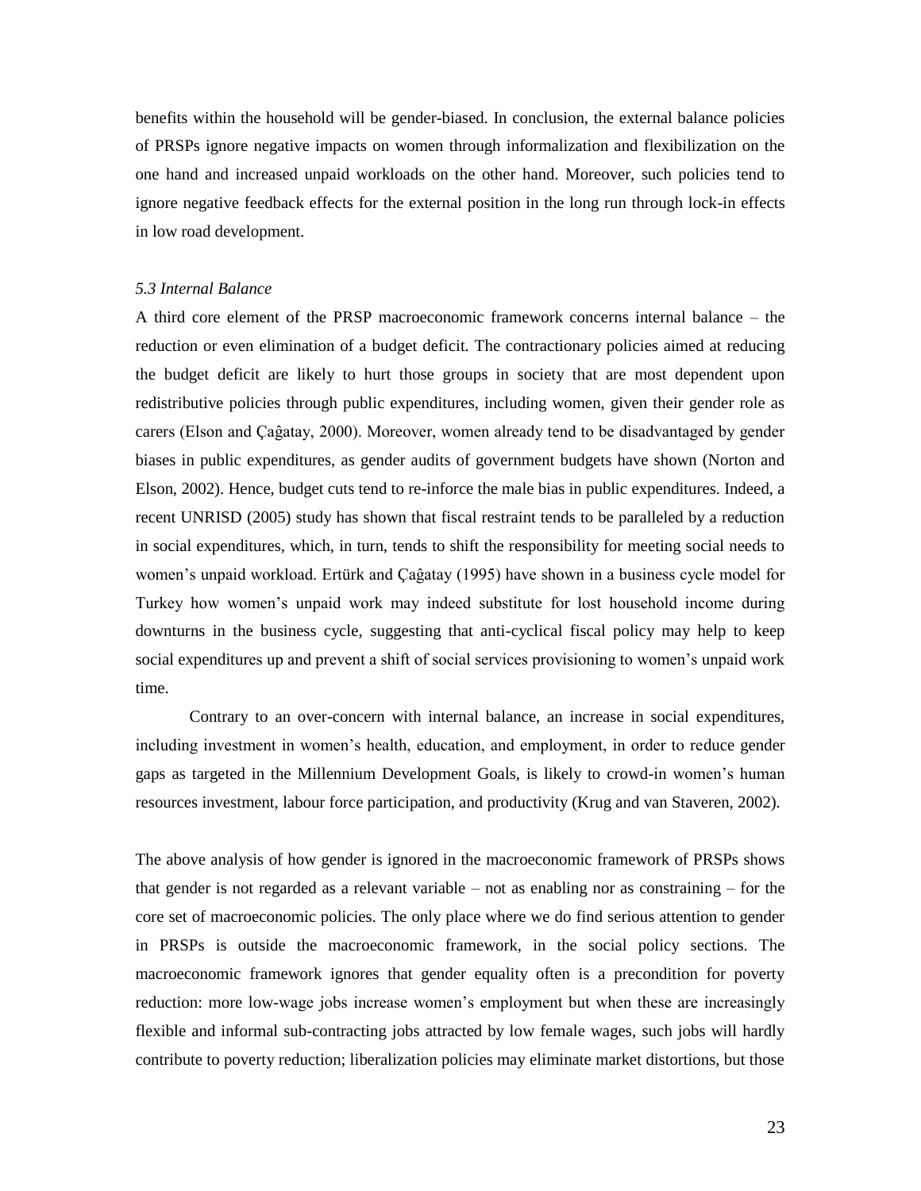benefits within the household will be gender-biased. In conclusion, the external balance policies of PRSPs ignore negative impacts on women through informalization and flexibilization on the one hand and increased unpaid workloads on the other hand. Moreover, such policies tend to ignore negative feedback effects for the external position in the long run through lock-in effects in low road development.

### *5.3 Internal Balance*

A third core element of the PRSP macroeconomic framework concerns internal balance – the reduction or even elimination of a budget deficit. The contractionary policies aimed at reducing the budget deficit are likely to hurt those groups in society that are most dependent upon redistributive policies through public expenditures, including women, given their gender role as carers (Elson and Çaĝatay, 2000). Moreover, women already tend to be disadvantaged by gender biases in public expenditures, as gender audits of government budgets have shown (Norton and Elson, 2002). Hence, budget cuts tend to re-inforce the male bias in public expenditures. Indeed, a recent UNRISD (2005) study has shown that fiscal restraint tends to be paralleled by a reduction in social expenditures, which, in turn, tends to shift the responsibility for meeting social needs to women's unpaid workload. Ertürk and Çaĝatay (1995) have shown in a business cycle model for Turkey how women's unpaid work may indeed substitute for lost household income during downturns in the business cycle, suggesting that anti-cyclical fiscal policy may help to keep social expenditures up and prevent a shift of social services provisioning to women's unpaid work time.

Contrary to an over-concern with internal balance, an increase in social expenditures, including investment in women's health, education, and employment, in order to reduce gender gaps as targeted in the Millennium Development Goals, is likely to crowd-in women's human resources investment, labour force participation, and productivity (Krug and van Staveren, 2002).

The above analysis of how gender is ignored in the macroeconomic framework of PRSPs shows that gender is not regarded as a relevant variable – not as enabling nor as constraining – for the core set of macroeconomic policies. The only place where we do find serious attention to gender in PRSPs is outside the macroeconomic framework, in the social policy sections. The macroeconomic framework ignores that gender equality often is a precondition for poverty reduction: more low-wage jobs increase women's employment but when these are increasingly flexible and informal sub-contracting jobs attracted by low female wages, such jobs will hardly contribute to poverty reduction; liberalization policies may eliminate market distortions, but those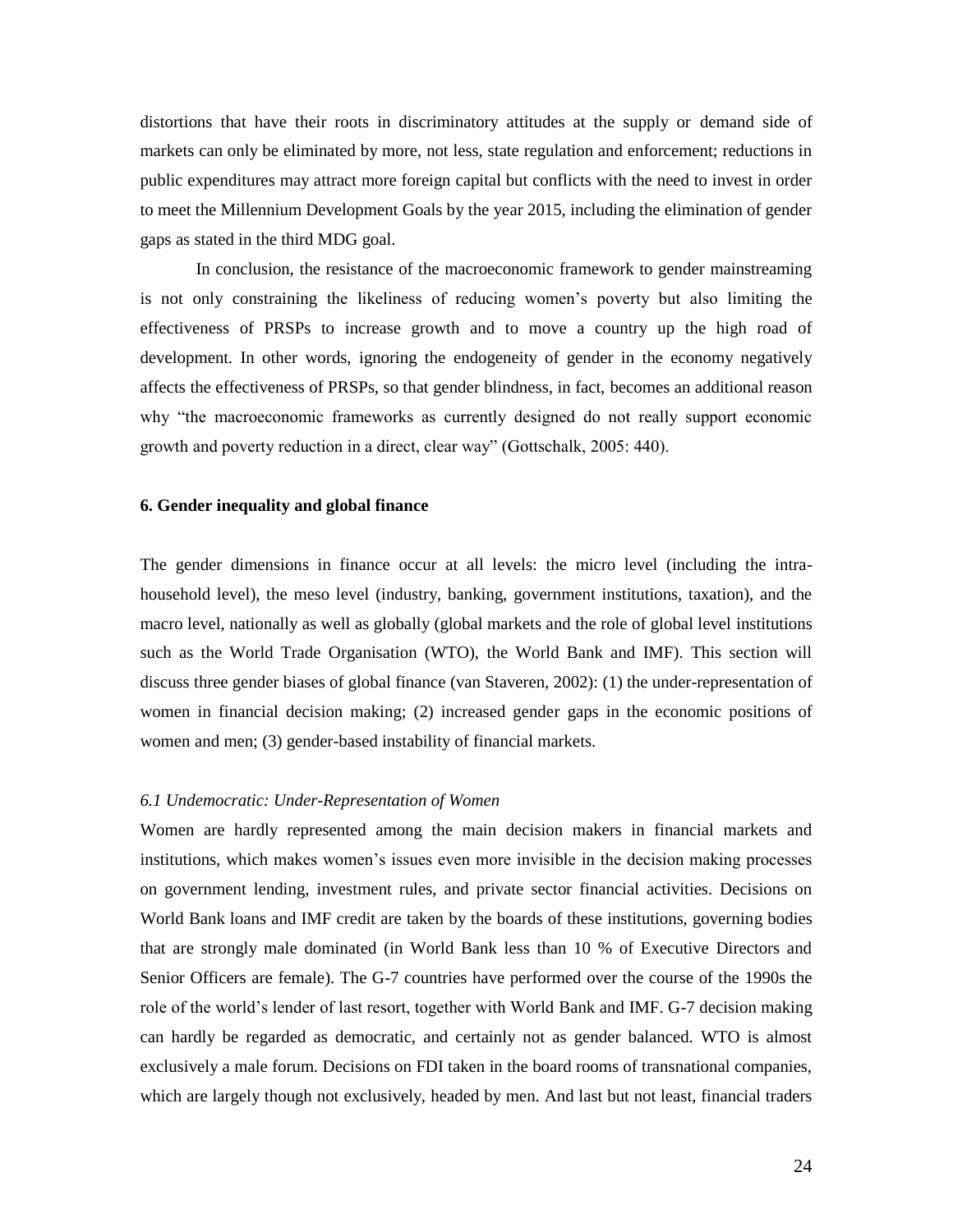distortions that have their roots in discriminatory attitudes at the supply or demand side of markets can only be eliminated by more, not less, state regulation and enforcement; reductions in public expenditures may attract more foreign capital but conflicts with the need to invest in order to meet the Millennium Development Goals by the year 2015, including the elimination of gender gaps as stated in the third MDG goal.

In conclusion, the resistance of the macroeconomic framework to gender mainstreaming is not only constraining the likeliness of reducing women's poverty but also limiting the effectiveness of PRSPs to increase growth and to move a country up the high road of development. In other words, ignoring the endogeneity of gender in the economy negatively affects the effectiveness of PRSPs, so that gender blindness, in fact, becomes an additional reason why "the macroeconomic frameworks as currently designed do not really support economic growth and poverty reduction in a direct, clear way" (Gottschalk, 2005: 440).

## 6. Gender inequality and global finance

The gender dimensions in finance occur at all levels: the micro level (including the intra-household level), the meso level (industry, banking, government institutions, taxation), and the macro level, nationally as well as globally (global markets and the role of global level institutions such as the World Trade Organisation (WTO), the World Bank and IMF). This section will discuss three gender biases of global finance (van Staveren, 2002): (1) the under-representation of women in financial decision making; (2) increased gender gaps in the economic positions of women and men; (3) gender-based instability of financial markets.

### *6.1 Undemocratic: Under-Representation of Women*

Women are hardly represented among the main decision makers in financial markets and institutions, which makes women's issues even more invisible in the decision making processes on government lending, investment rules, and private sector financial activities. Decisions on World Bank loans and IMF credit are taken by the boards of these institutions, governing bodies that are strongly male dominated (in World Bank less than 10 % of Executive Directors and Senior Officers are female). The G-7 countries have performed over the course of the 1990s the role of the world's lender of last resort, together with World Bank and IMF. G-7 decision making can hardly be regarded as democratic, and certainly not as gender balanced. WTO is almost exclusively a male forum. Decisions on FDI taken in the board rooms of transnational companies, which are largely though not exclusively, headed by men. And last but not least, financial traders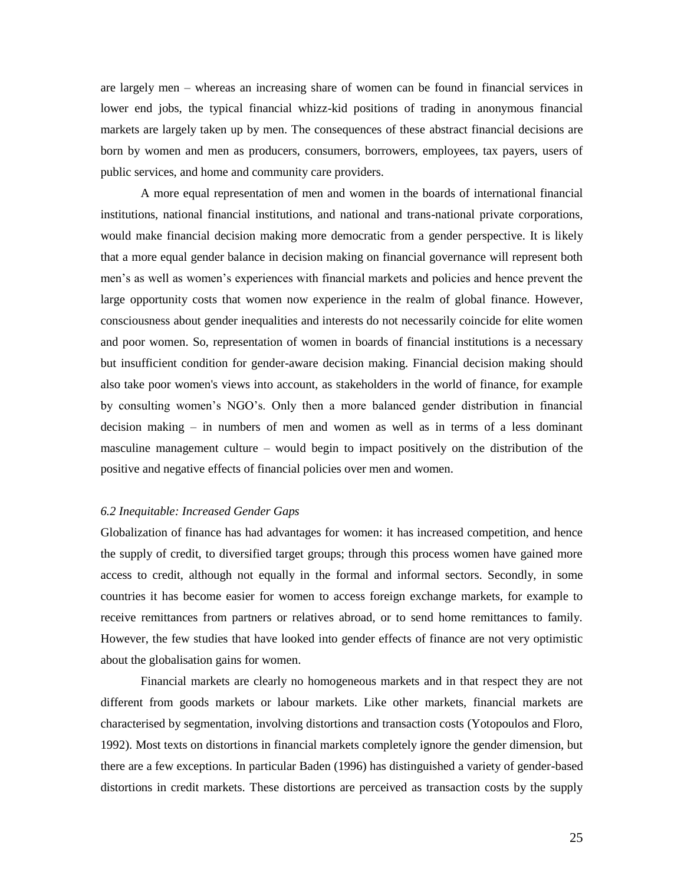are largely men – whereas an increasing share of women can be found in financial services in lower end jobs, the typical financial whizz-kid positions of trading in anonymous financial markets are largely taken up by men. The consequences of these abstract financial decisions are born by women and men as producers, consumers, borrowers, employees, tax payers, users of public services, and home and community care providers.

A more equal representation of men and women in the boards of international financial institutions, national financial institutions, and national and trans-national private corporations, would make financial decision making more democratic from a gender perspective. It is likely that a more equal gender balance in decision making on financial governance will represent both men's as well as women's experiences with financial markets and policies and hence prevent the large opportunity costs that women now experience in the realm of global finance. However, consciousness about gender inequalities and interests do not necessarily coincide for elite women and poor women. So, representation of women in boards of financial institutions is a necessary but insufficient condition for gender-aware decision making. Financial decision making should also take poor women's views into account, as stakeholders in the world of finance, for example by consulting women's NGO's. Only then a more balanced gender distribution in financial decision making – in numbers of men and women as well as in terms of a less dominant masculine management culture – would begin to impact positively on the distribution of the positive and negative effects of financial policies over men and women.

### *6.2 Inequitable: Increased Gender Gaps*

Globalization of finance has had advantages for women: it has increased competition, and hence the supply of credit, to diversified target groups; through this process women have gained more access to credit, although not equally in the formal and informal sectors. Secondly, in some countries it has become easier for women to access foreign exchange markets, for example to receive remittances from partners or relatives abroad, or to send home remittances to family. However, the few studies that have looked into gender effects of finance are not very optimistic about the globalisation gains for women.

Financial markets are clearly no homogeneous markets and in that respect they are not different from goods markets or labour markets. Like other markets, financial markets are characterised by segmentation, involving distortions and transaction costs (Yotopoulos and Floro, 1992). Most texts on distortions in financial markets completely ignore the gender dimension, but there are a few exceptions. In particular Baden (1996) has distinguished a variety of gender-based distortions in credit markets. These distortions are perceived as transaction costs by the supply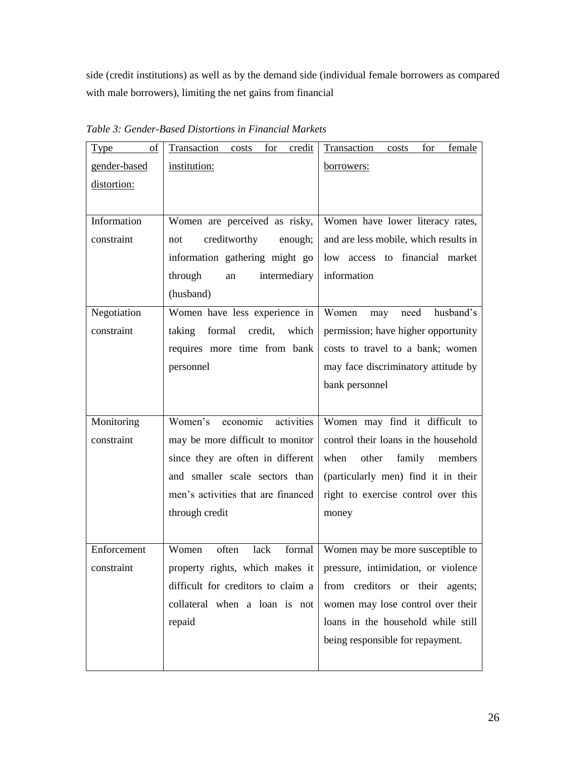side (credit institutions) as well as by the demand side (individual female borrowers as compared with male borrowers), limiting the net gains from financial

*Table 3: Gender-Based Distortions in Financial Markets*

| Type of gender-based distortion: | Transaction costs for credit institution: | Transaction costs for female borrowers: |
|---|---|---|
| Information constraint | Women are perceived as risky, not creditworthy enough; information gathering might go through an intermediary (husband) | Women have lower literacy rates, and are less mobile, which results in low access to financial market information |
| Negotiation constraint | Women have less experience in taking formal credit, which requires more time from bank personnel | Women may need husband's permission; have higher opportunity costs to travel to a bank; women may face discriminatory attitude by bank personnel |
| Monitoring constraint | Women's economic activities may be more difficult to monitor since they are often in different and smaller scale sectors than men's activities that are financed through credit | Women may find it difficult to control their loans in the household when other family members (particularly men) find it in their right to exercise control over this money |
| Enforcement constraint | Women often lack formal property rights, which makes it difficult for creditors to claim a collateral when a loan is not repaid | Women may be more susceptible to pressure, intimidation, or violence from creditors or their agents; women may lose control over their loans in the household while still being responsible for repayment. |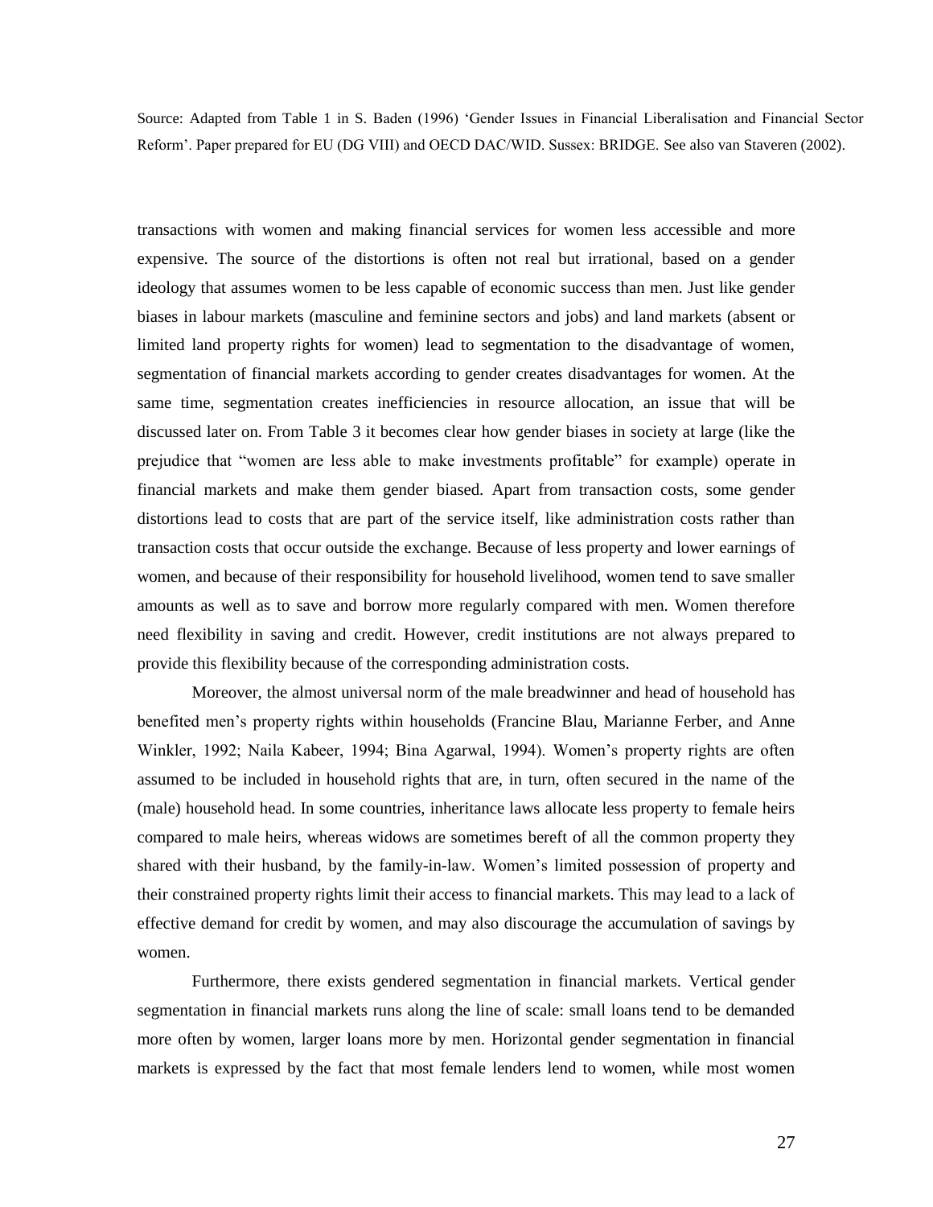Source: Adapted from Table 1 in S. Baden (1996) 'Gender Issues in Financial Liberalisation and Financial Sector Reform'. Paper prepared for EU (DG VIII) and OECD DAC/WID. Sussex: BRIDGE. See also van Staveren (2002).

transactions with women and making financial services for women less accessible and more expensive. The source of the distortions is often not real but irrational, based on a gender ideology that assumes women to be less capable of economic success than men. Just like gender biases in labour markets (masculine and feminine sectors and jobs) and land markets (absent or limited land property rights for women) lead to segmentation to the disadvantage of women, segmentation of financial markets according to gender creates disadvantages for women. At the same time, segmentation creates inefficiencies in resource allocation, an issue that will be discussed later on. From Table 3 it becomes clear how gender biases in society at large (like the prejudice that "women are less able to make investments profitable" for example) operate in financial markets and make them gender biased. Apart from transaction costs, some gender distortions lead to costs that are part of the service itself, like administration costs rather than transaction costs that occur outside the exchange. Because of less property and lower earnings of women, and because of their responsibility for household livelihood, women tend to save smaller amounts as well as to save and borrow more regularly compared with men. Women therefore need flexibility in saving and credit. However, credit institutions are not always prepared to provide this flexibility because of the corresponding administration costs.

Moreover, the almost universal norm of the male breadwinner and head of household has benefited men's property rights within households (Francine Blau, Marianne Ferber, and Anne Winkler, 1992; Naila Kabeer, 1994; Bina Agarwal, 1994). Women's property rights are often assumed to be included in household rights that are, in turn, often secured in the name of the (male) household head. In some countries, inheritance laws allocate less property to female heirs compared to male heirs, whereas widows are sometimes bereft of all the common property they shared with their husband, by the family-in-law. Women's limited possession of property and their constrained property rights limit their access to financial markets. This may lead to a lack of effective demand for credit by women, and may also discourage the accumulation of savings by women.

Furthermore, there exists gendered segmentation in financial markets. Vertical gender segmentation in financial markets runs along the line of scale: small loans tend to be demanded more often by women, larger loans more by men. Horizontal gender segmentation in financial markets is expressed by the fact that most female lenders lend to women, while most women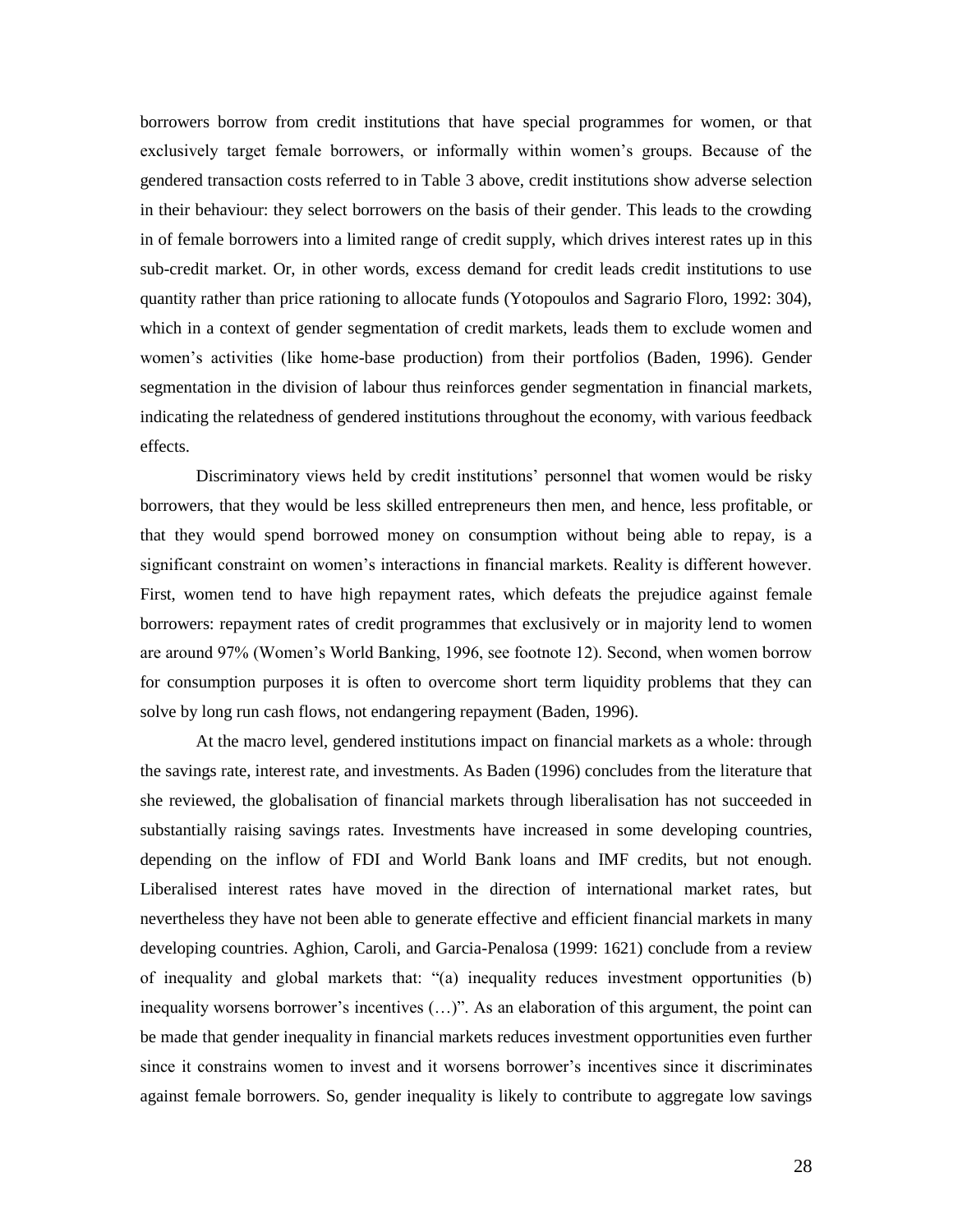borrowers borrow from credit institutions that have special programmes for women, or that exclusively target female borrowers, or informally within women's groups. Because of the gendered transaction costs referred to in Table 3 above, credit institutions show adverse selection in their behaviour: they select borrowers on the basis of their gender. This leads to the crowding in of female borrowers into a limited range of credit supply, which drives interest rates up in this sub-credit market. Or, in other words, excess demand for credit leads credit institutions to use quantity rather than price rationing to allocate funds (Yotopoulos and Sagrario Floro, 1992: 304), which in a context of gender segmentation of credit markets, leads them to exclude women and women's activities (like home-base production) from their portfolios (Baden, 1996). Gender segmentation in the division of labour thus reinforces gender segmentation in financial markets, indicating the relatedness of gendered institutions throughout the economy, with various feedback effects.

Discriminatory views held by credit institutions' personnel that women would be risky borrowers, that they would be less skilled entrepreneurs then men, and hence, less profitable, or that they would spend borrowed money on consumption without being able to repay, is a significant constraint on women's interactions in financial markets. Reality is different however. First, women tend to have high repayment rates, which defeats the prejudice against female borrowers: repayment rates of credit programmes that exclusively or in majority lend to women are around 97% (Women's World Banking, 1996, see footnote 12). Second, when women borrow for consumption purposes it is often to overcome short term liquidity problems that they can solve by long run cash flows, not endangering repayment (Baden, 1996).

At the macro level, gendered institutions impact on financial markets as a whole: through the savings rate, interest rate, and investments. As Baden (1996) concludes from the literature that she reviewed, the globalisation of financial markets through liberalisation has not succeeded in substantially raising savings rates. Investments have increased in some developing countries, depending on the inflow of FDI and World Bank loans and IMF credits, but not enough. Liberalised interest rates have moved in the direction of international market rates, but nevertheless they have not been able to generate effective and efficient financial markets in many developing countries. Aghion, Caroli, and Garcia-Penalosa (1999: 1621) conclude from a review of inequality and global markets that: "(a) inequality reduces investment opportunities (b) inequality worsens borrower's incentives (…)". As an elaboration of this argument, the point can be made that gender inequality in financial markets reduces investment opportunities even further since it constrains women to invest and it worsens borrower's incentives since it discriminates against female borrowers. So, gender inequality is likely to contribute to aggregate low savings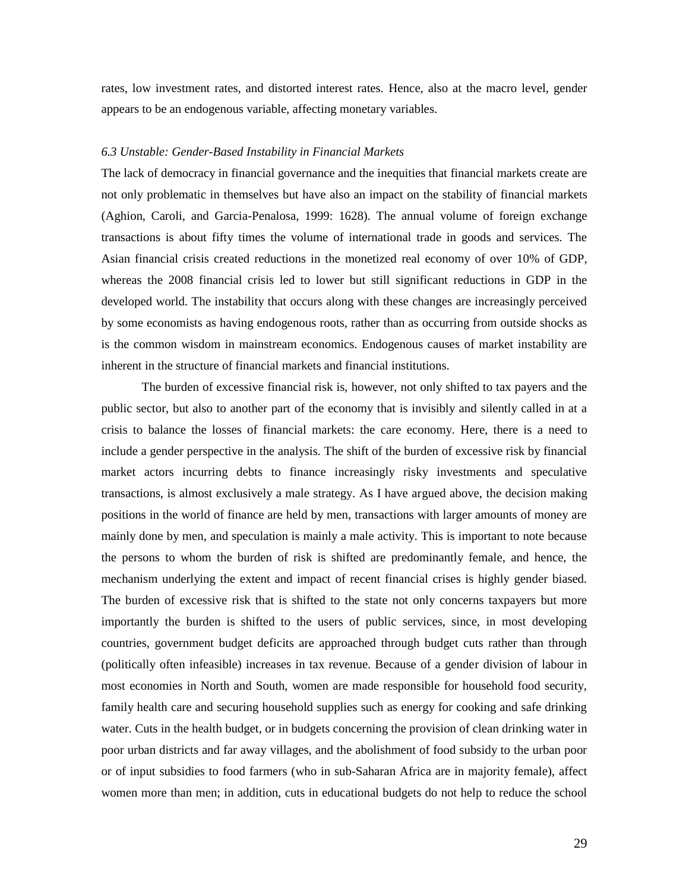rates, low investment rates, and distorted interest rates. Hence, also at the macro level, gender appears to be an endogenous variable, affecting monetary variables.

### *6.3 Unstable: Gender-Based Instability in Financial Markets*

The lack of democracy in financial governance and the inequities that financial markets create are not only problematic in themselves but have also an impact on the stability of financial markets (Aghion, Caroli, and Garcia-Penalosa, 1999: 1628). The annual volume of foreign exchange transactions is about fifty times the volume of international trade in goods and services. The Asian financial crisis created reductions in the monetized real economy of over 10% of GDP, whereas the 2008 financial crisis led to lower but still significant reductions in GDP in the developed world. The instability that occurs along with these changes are increasingly perceived by some economists as having endogenous roots, rather than as occurring from outside shocks as is the common wisdom in mainstream economics. Endogenous causes of market instability are inherent in the structure of financial markets and financial institutions.

The burden of excessive financial risk is, however, not only shifted to tax payers and the public sector, but also to another part of the economy that is invisibly and silently called in at a crisis to balance the losses of financial markets: the care economy. Here, there is a need to include a gender perspective in the analysis. The shift of the burden of excessive risk by financial market actors incurring debts to finance increasingly risky investments and speculative transactions, is almost exclusively a male strategy. As I have argued above, the decision making positions in the world of finance are held by men, transactions with larger amounts of money are mainly done by men, and speculation is mainly a male activity. This is important to note because the persons to whom the burden of risk is shifted are predominantly female, and hence, the mechanism underlying the extent and impact of recent financial crises is highly gender biased. The burden of excessive risk that is shifted to the state not only concerns taxpayers but more importantly the burden is shifted to the users of public services, since, in most developing countries, government budget deficits are approached through budget cuts rather than through (politically often infeasible) increases in tax revenue. Because of a gender division of labour in most economies in North and South, women are made responsible for household food security, family health care and securing household supplies such as energy for cooking and safe drinking water. Cuts in the health budget, or in budgets concerning the provision of clean drinking water in poor urban districts and far away villages, and the abolishment of food subsidy to the urban poor or of input subsidies to food farmers (who in sub-Saharan Africa are in majority female), affect women more than men; in addition, cuts in educational budgets do not help to reduce the school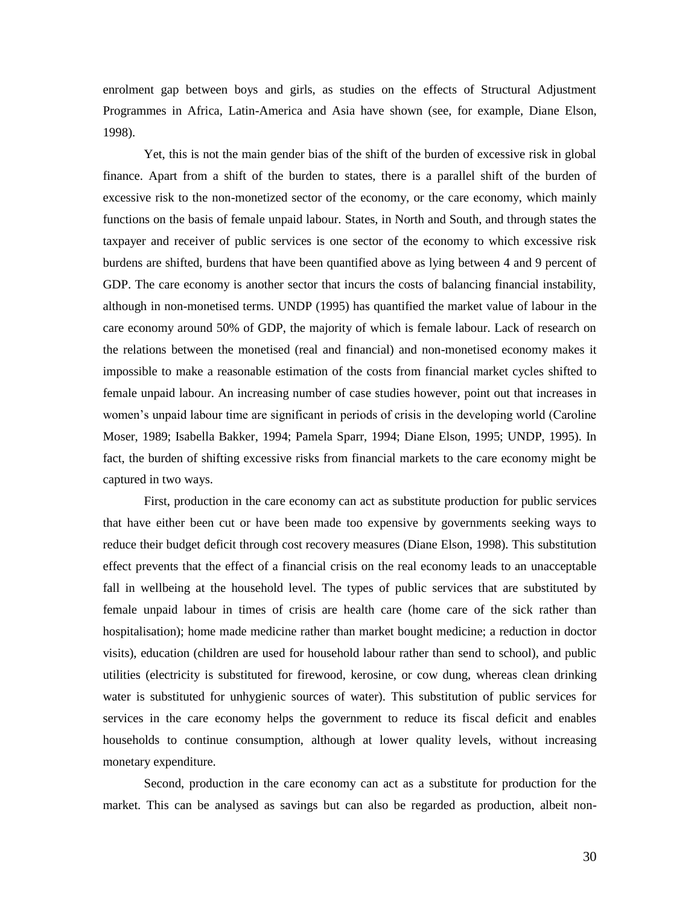enrolment gap between boys and girls, as studies on the effects of Structural Adjustment Programmes in Africa, Latin-America and Asia have shown (see, for example, Diane Elson, 1998).

Yet, this is not the main gender bias of the shift of the burden of excessive risk in global finance. Apart from a shift of the burden to states, there is a parallel shift of the burden of excessive risk to the non-monetized sector of the economy, or the care economy, which mainly functions on the basis of female unpaid labour. States, in North and South, and through states the taxpayer and receiver of public services is one sector of the economy to which excessive risk burdens are shifted, burdens that have been quantified above as lying between 4 and 9 percent of GDP. The care economy is another sector that incurs the costs of balancing financial instability, although in non-monetised terms. UNDP (1995) has quantified the market value of labour in the care economy around 50% of GDP, the majority of which is female labour. Lack of research on the relations between the monetised (real and financial) and non-monetised economy makes it impossible to make a reasonable estimation of the costs from financial market cycles shifted to female unpaid labour. An increasing number of case studies however, point out that increases in women's unpaid labour time are significant in periods of crisis in the developing world (Caroline Moser, 1989; Isabella Bakker, 1994; Pamela Sparr, 1994; Diane Elson, 1995; UNDP, 1995). In fact, the burden of shifting excessive risks from financial markets to the care economy might be captured in two ways.

First, production in the care economy can act as substitute production for public services that have either been cut or have been made too expensive by governments seeking ways to reduce their budget deficit through cost recovery measures (Diane Elson, 1998). This substitution effect prevents that the effect of a financial crisis on the real economy leads to an unacceptable fall in wellbeing at the household level. The types of public services that are substituted by female unpaid labour in times of crisis are health care (home care of the sick rather than hospitalisation); home made medicine rather than market bought medicine; a reduction in doctor visits), education (children are used for household labour rather than send to school), and public utilities (electricity is substituted for firewood, kerosine, or cow dung, whereas clean drinking water is substituted for unhygienic sources of water). This substitution of public services for services in the care economy helps the government to reduce its fiscal deficit and enables households to continue consumption, although at lower quality levels, without increasing monetary expenditure.

Second, production in the care economy can act as a substitute for production for the market. This can be analysed as savings but can also be regarded as production, albeit non-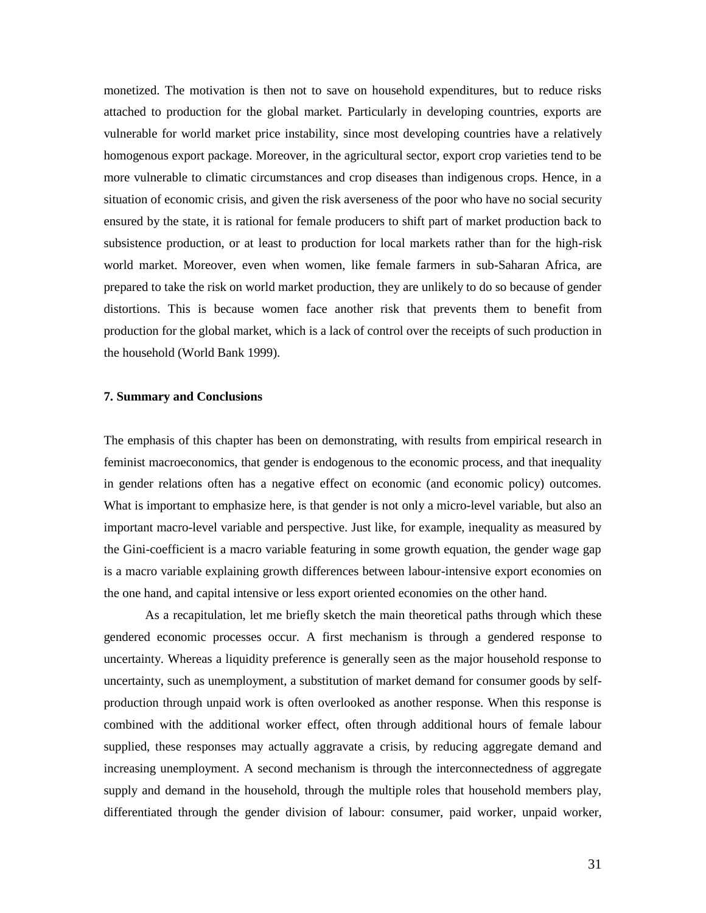monetized. The motivation is then not to save on household expenditures, but to reduce risks attached to production for the global market. Particularly in developing countries, exports are vulnerable for world market price instability, since most developing countries have a relatively homogenous export package. Moreover, in the agricultural sector, export crop varieties tend to be more vulnerable to climatic circumstances and crop diseases than indigenous crops. Hence, in a situation of economic crisis, and given the risk averseness of the poor who have no social security ensured by the state, it is rational for female producers to shift part of market production back to subsistence production, or at least to production for local markets rather than for the high-risk world market. Moreover, even when women, like female farmers in sub-Saharan Africa, are prepared to take the risk on world market production, they are unlikely to do so because of gender distortions. This is because women face another risk that prevents them to benefit from production for the global market, which is a lack of control over the receipts of such production in the household (World Bank 1999).

**7. Summary and Conclusions**

The emphasis of this chapter has been on demonstrating, with results from empirical research in feminist macroeconomics, that gender is endogenous to the economic process, and that inequality in gender relations often has a negative effect on economic (and economic policy) outcomes. What is important to emphasize here, is that gender is not only a micro-level variable, but also an important macro-level variable and perspective. Just like, for example, inequality as measured by the Gini-coefficient is a macro variable featuring in some growth equation, the gender wage gap is a macro variable explaining growth differences between labour-intensive export economies on the one hand, and capital intensive or less export oriented economies on the other hand.

As a recapitulation, let me briefly sketch the main theoretical paths through which these gendered economic processes occur. A first mechanism is through a gendered response to uncertainty. Whereas a liquidity preference is generally seen as the major household response to uncertainty, such as unemployment, a substitution of market demand for consumer goods by self-production through unpaid work is often overlooked as another response. When this response is combined with the additional worker effect, often through additional hours of female labour supplied, these responses may actually aggravate a crisis, by reducing aggregate demand and increasing unemployment. A second mechanism is through the interconnectedness of aggregate supply and demand in the household, through the multiple roles that household members play, differentiated through the gender division of labour: consumer, paid worker, unpaid worker,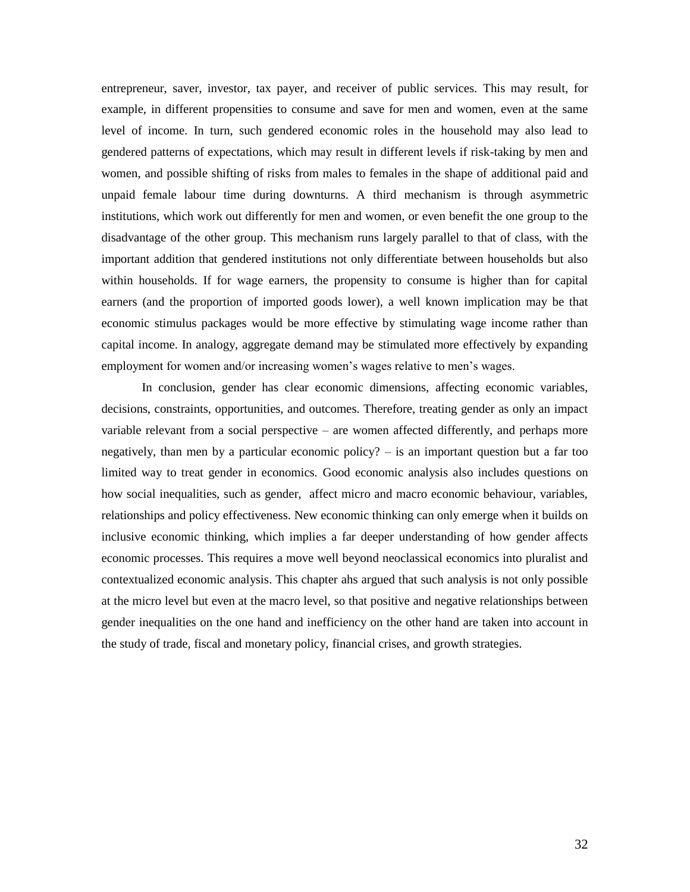entrepreneur, saver, investor, tax payer, and receiver of public services. This may result, for example, in different propensities to consume and save for men and women, even at the same level of income. In turn, such gendered economic roles in the household may also lead to gendered patterns of expectations, which may result in different levels if risk-taking by men and women, and possible shifting of risks from males to females in the shape of additional paid and unpaid female labour time during downturns. A third mechanism is through asymmetric institutions, which work out differently for men and women, or even benefit the one group to the disadvantage of the other group. This mechanism runs largely parallel to that of class, with the important addition that gendered institutions not only differentiate between households but also within households. If for wage earners, the propensity to consume is higher than for capital earners (and the proportion of imported goods lower), a well known implication may be that economic stimulus packages would be more effective by stimulating wage income rather than capital income. In analogy, aggregate demand may be stimulated more effectively by expanding employment for women and/or increasing women's wages relative to men's wages.

In conclusion, gender has clear economic dimensions, affecting economic variables, decisions, constraints, opportunities, and outcomes. Therefore, treating gender as only an impact variable relevant from a social perspective – are women affected differently, and perhaps more negatively, than men by a particular economic policy? – is an important question but a far too limited way to treat gender in economics. Good economic analysis also includes questions on how social inequalities, such as gender, affect micro and macro economic behaviour, variables, relationships and policy effectiveness. New economic thinking can only emerge when it builds on inclusive economic thinking, which implies a far deeper understanding of how gender affects economic processes. This requires a move well beyond neoclassical economics into pluralist and contextualized economic analysis. This chapter ahs argued that such analysis is not only possible at the micro level but even at the macro level, so that positive and negative relationships between gender inequalities on the one hand and inefficiency on the other hand are taken into account in the study of trade, fiscal and monetary policy, financial crises, and growth strategies.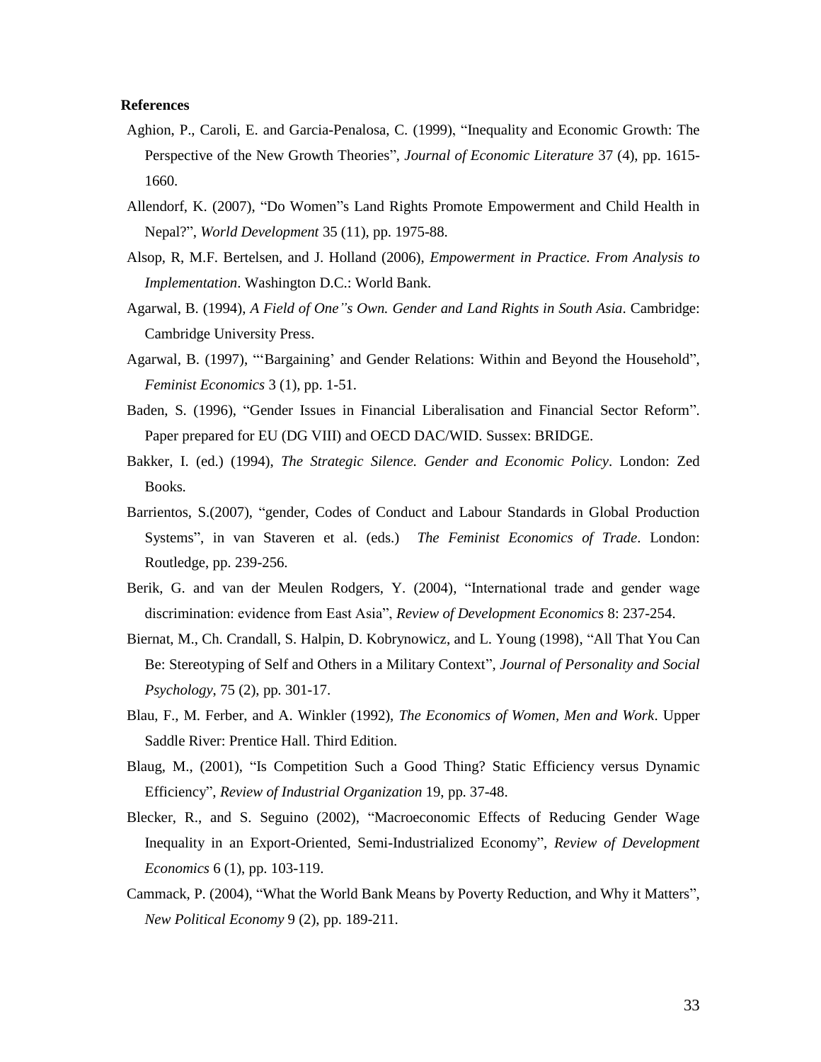**References**

Aghion, P., Caroli, E. and Garcia-Penalosa, C. (1999), "Inequality and Economic Growth: The Perspective of the New Growth Theories", *Journal of Economic Literature* 37 (4), pp. 1615-1660.

Allendorf, K. (2007), "Do Women"s Land Rights Promote Empowerment and Child Health in Nepal?", *World Development* 35 (11), pp. 1975-88.

Alsop, R, M.F. Bertelsen, and J. Holland (2006), *Empowerment in Practice. From Analysis to Implementation*. Washington D.C.: World Bank.

Agarwal, B. (1994), *A Field of One"s Own. Gender and Land Rights in South Asia*. Cambridge: Cambridge University Press.

Agarwal, B. (1997), "'Bargaining' and Gender Relations: Within and Beyond the Household", *Feminist Economics* 3 (1), pp. 1-51.

Baden, S. (1996), "Gender Issues in Financial Liberalisation and Financial Sector Reform". Paper prepared for EU (DG VIII) and OECD DAC/WID. Sussex: BRIDGE.

Bakker, I. (ed.) (1994), *The Strategic Silence. Gender and Economic Policy*. London: Zed Books.

Barrientos, S.(2007), "gender, Codes of Conduct and Labour Standards in Global Production Systems", in van Staveren et al. (eds.) *The Feminist Economics of Trade*. London: Routledge, pp. 239-256.

Berik, G. and van der Meulen Rodgers, Y. (2004), "International trade and gender wage discrimination: evidence from East Asia", *Review of Development Economics* 8: 237-254.

Biernat, M., Ch. Crandall, S. Halpin, D. Kobrynowicz, and L. Young (1998), "All That You Can Be: Stereotyping of Self and Others in a Military Context", *Journal of Personality and Social Psychology*, 75 (2), pp. 301-17.

Blau, F., M. Ferber, and A. Winkler (1992), *The Economics of Women, Men and Work*. Upper Saddle River: Prentice Hall. Third Edition.

Blaug, M., (2001), "Is Competition Such a Good Thing? Static Efficiency versus Dynamic Efficiency", *Review of Industrial Organization* 19, pp. 37-48.

Blecker, R., and S. Seguino (2002), "Macroeconomic Effects of Reducing Gender Wage Inequality in an Export-Oriented, Semi-Industrialized Economy", *Review of Development Economics* 6 (1), pp. 103-119.

Cammack, P. (2004), "What the World Bank Means by Poverty Reduction, and Why it Matters", *New Political Economy* 9 (2), pp. 189-211.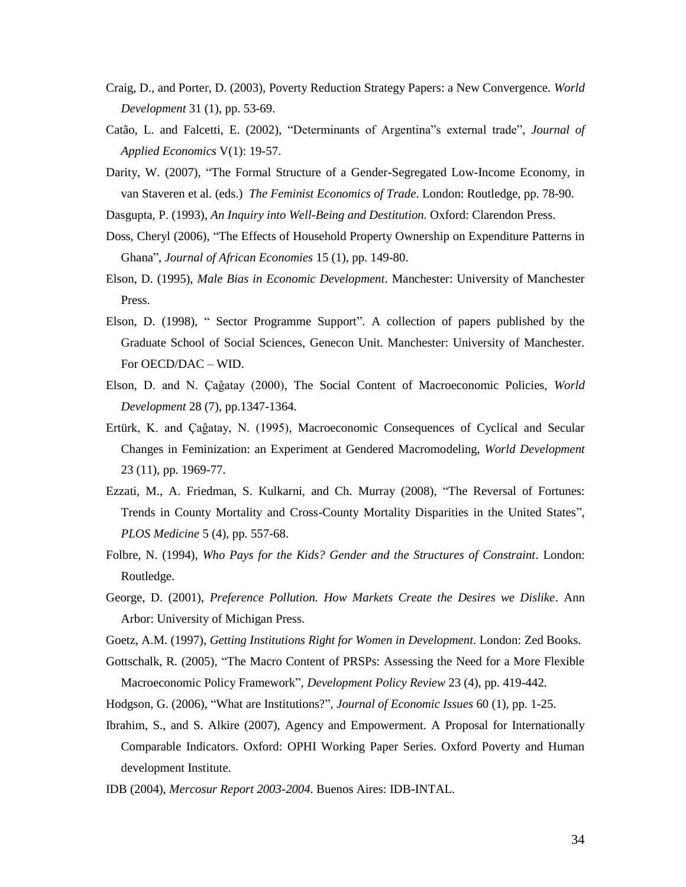Craig, D., and Porter, D. (2003), Poverty Reduction Strategy Papers: a New Convergence. *World Development* 31 (1), pp. 53-69.

Catão, L. and Falcetti, E. (2002), "Determinants of Argentina"s external trade", *Journal of Applied Economics* V(1): 19-57.

Darity, W. (2007), "The Formal Structure of a Gender-Segregated Low-Income Economy, in van Staveren et al. (eds.) *The Feminist Economics of Trade*. London: Routledge, pp. 78-90.

Dasgupta, P. (1993), *An Inquiry into Well-Being and Destitution.* Oxford: Clarendon Press.

Doss, Cheryl (2006), "The Effects of Household Property Ownership on Expenditure Patterns in Ghana", *Journal of African Economies* 15 (1), pp. 149-80.

Elson, D. (1995), *Male Bias in Economic Development*. Manchester: University of Manchester Press.

Elson, D. (1998), " Sector Programme Support". A collection of papers published by the Graduate School of Social Sciences, Genecon Unit. Manchester: University of Manchester. For OECD/DAC – WID.

Elson, D. and N. Çaĝatay (2000), The Social Content of Macroeconomic Policies, *World Development* 28 (7), pp.1347-1364.

Ertürk, K. and Çaĝatay, N. (1995), Macroeconomic Consequences of Cyclical and Secular Changes in Feminization: an Experiment at Gendered Macromodeling, *World Development* 23 (11), pp. 1969-77.

Ezzati, M., A. Friedman, S. Kulkarni, and Ch. Murray (2008), "The Reversal of Fortunes: Trends in County Mortality and Cross-County Mortality Disparities in the United States", *PLOS Medicine* 5 (4), pp. 557-68.

Folbre, N. (1994), *Who Pays for the Kids? Gender and the Structures of Constraint*. London: Routledge.

George, D. (2001), *Preference Pollution. How Markets Create the Desires we Dislike*. Ann Arbor: University of Michigan Press.

Goetz, A.M. (1997), *Getting Institutions Right for Women in Development*. London: Zed Books.

Gottschalk, R. (2005), "The Macro Content of PRSPs: Assessing the Need for a More Flexible Macroeconomic Policy Framework", *Development Policy Review* 23 (4), pp. 419-442.

Hodgson, G. (2006), "What are Institutions?", *Journal of Economic Issues* 60 (1), pp. 1-25.

Ibrahim, S., and S. Alkire (2007), Agency and Empowerment. A Proposal for Internationally Comparable Indicators. Oxford: OPHI Working Paper Series. Oxford Poverty and Human development Institute.

IDB (2004), *Mercosur Report 2003-2004*. Buenos Aires: IDB-INTAL.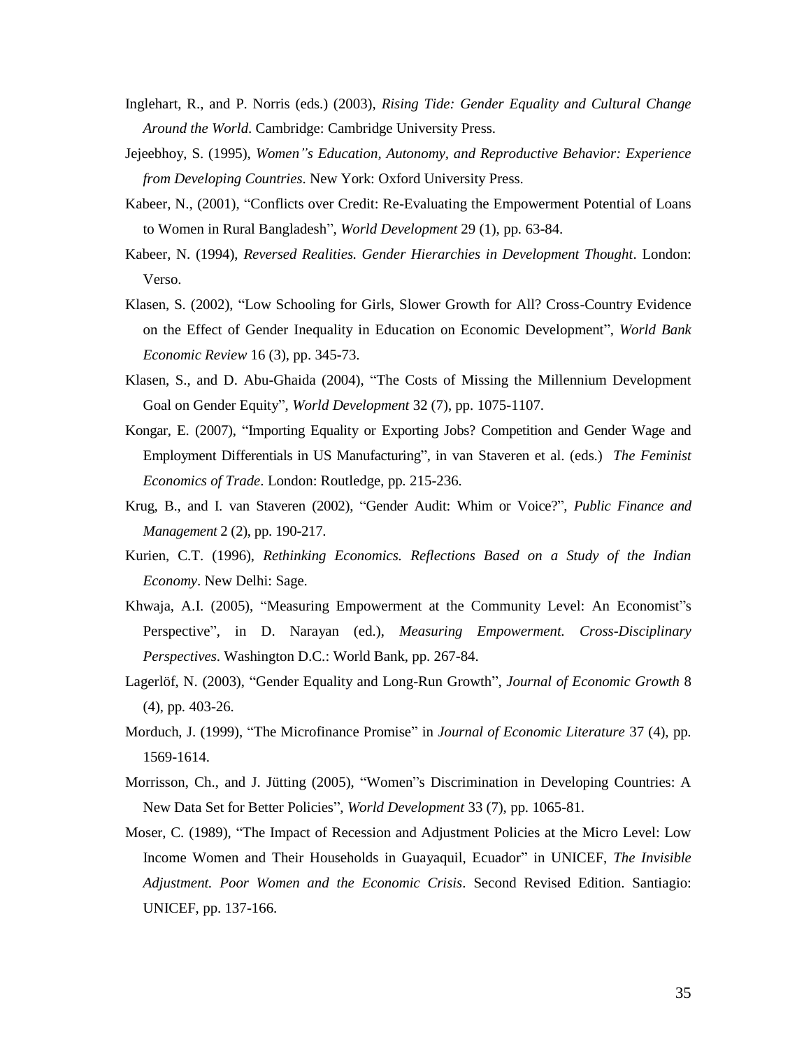Inglehart, R., and P. Norris (eds.) (2003), *Rising Tide: Gender Equality and Cultural Change Around the World*. Cambridge: Cambridge University Press.

Jejeebhoy, S. (1995), *Women"s Education, Autonomy, and Reproductive Behavior: Experience from Developing Countries*. New York: Oxford University Press.

Kabeer, N., (2001), "Conflicts over Credit: Re-Evaluating the Empowerment Potential of Loans to Women in Rural Bangladesh", *World Development* 29 (1), pp. 63-84.

Kabeer, N. (1994), *Reversed Realities. Gender Hierarchies in Development Thought*. London: Verso.

Klasen, S. (2002), "Low Schooling for Girls, Slower Growth for All? Cross-Country Evidence on the Effect of Gender Inequality in Education on Economic Development", *World Bank Economic Review* 16 (3), pp. 345-73.

Klasen, S., and D. Abu-Ghaida (2004), "The Costs of Missing the Millennium Development Goal on Gender Equity", *World Development* 32 (7), pp. 1075-1107.

Kongar, E. (2007), "Importing Equality or Exporting Jobs? Competition and Gender Wage and Employment Differentials in US Manufacturing", in van Staveren et al. (eds.) *The Feminist Economics of Trade*. London: Routledge, pp. 215-236.

Krug, B., and I. van Staveren (2002), "Gender Audit: Whim or Voice?", *Public Finance and Management* 2 (2), pp. 190-217.

Kurien, C.T. (1996), *Rethinking Economics. Reflections Based on a Study of the Indian Economy*. New Delhi: Sage.

Khwaja, A.I. (2005), "Measuring Empowerment at the Community Level: An Economist"s Perspective", in D. Narayan (ed.), *Measuring Empowerment. Cross-Disciplinary Perspectives*. Washington D.C.: World Bank, pp. 267-84.

Lagerlöf, N. (2003), "Gender Equality and Long-Run Growth", *Journal of Economic Growth* 8 (4), pp. 403-26.

Morduch, J. (1999), "The Microfinance Promise" in *Journal of Economic Literature* 37 (4), pp. 1569-1614.

Morrisson, Ch., and J. Jütting (2005), "Women"s Discrimination in Developing Countries: A New Data Set for Better Policies", *World Development* 33 (7), pp. 1065-81.

Moser, C. (1989), "The Impact of Recession and Adjustment Policies at the Micro Level: Low Income Women and Their Households in Guayaquil, Ecuador" in UNICEF, *The Invisible Adjustment. Poor Women and the Economic Crisis*. Second Revised Edition. Santiagio: UNICEF, pp. 137-166.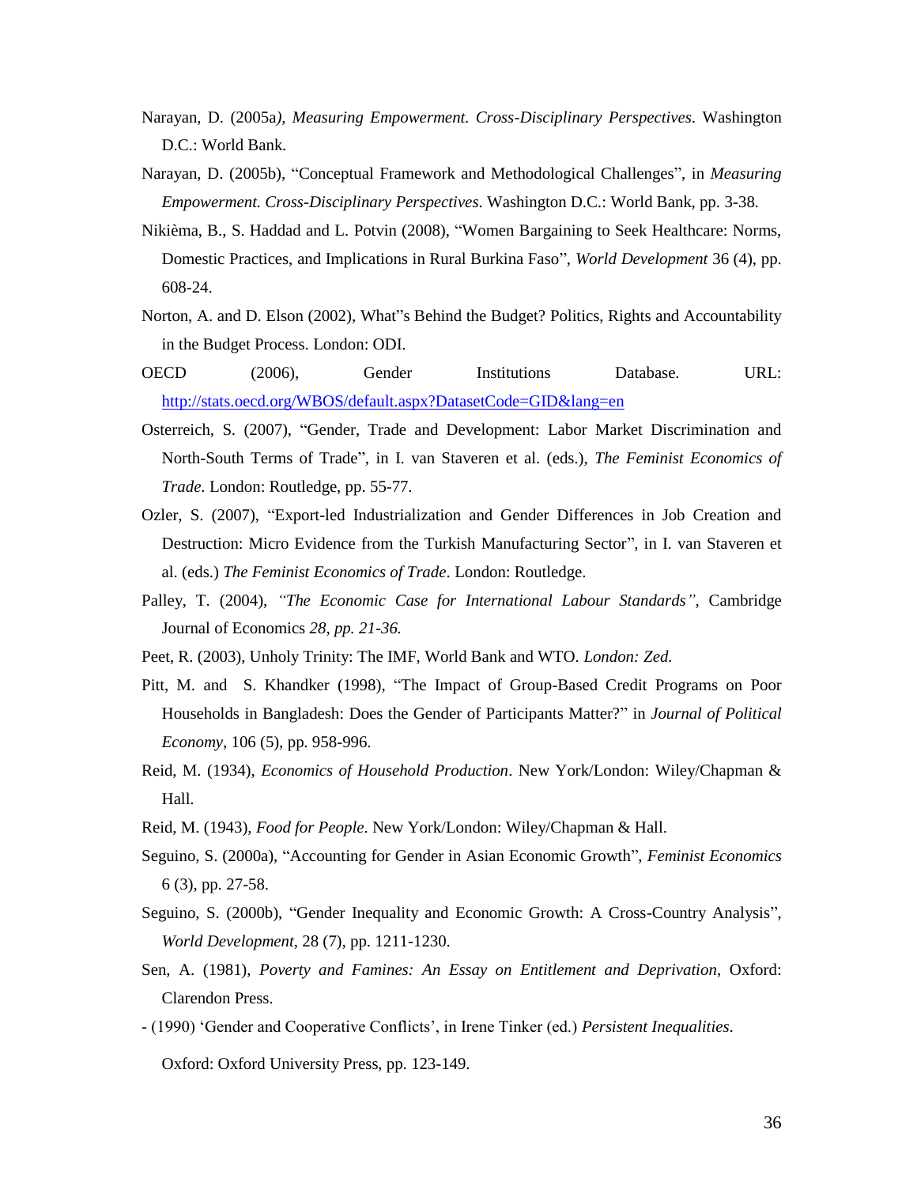Narayan, D. (2005a), *Measuring Empowerment. Cross-Disciplinary Perspectives*. Washington D.C.: World Bank.

Narayan, D. (2005b), "Conceptual Framework and Methodological Challenges", in *Measuring Empowerment. Cross-Disciplinary Perspectives*. Washington D.C.: World Bank, pp. 3-38.

Nikièma, B., S. Haddad and L. Potvin (2008), "Women Bargaining to Seek Healthcare: Norms, Domestic Practices, and Implications in Rural Burkina Faso", *World Development* 36 (4), pp. 608-24.

Norton, A. and D. Elson (2002), What"s Behind the Budget? Politics, Rights and Accountability in the Budget Process. London: ODI.

OECD (2006), Gender Institutions Database. URL: http://stats.oecd.org/WBOS/default.aspx?DatasetCode=GID&lang=en

Osterreich, S. (2007), "Gender, Trade and Development: Labor Market Discrimination and North-South Terms of Trade", in I. van Staveren et al. (eds.), *The Feminist Economics of Trade*. London: Routledge, pp. 55-77.

Ozler, S. (2007), "Export-led Industrialization and Gender Differences in Job Creation and Destruction: Micro Evidence from the Turkish Manufacturing Sector", in I. van Staveren et al. (eds.) *The Feminist Economics of Trade*. London: Routledge.

Palley, T. (2004), *"The Economic Case for International Labour Standards"*, Cambridge Journal of Economics *28, pp. 21-36.*

Peet, R. (2003), Unholy Trinity: The IMF, World Bank and WTO. *London: Zed.*

Pitt, M. and S. Khandker (1998), "The Impact of Group-Based Credit Programs on Poor Households in Bangladesh: Does the Gender of Participants Matter?" in *Journal of Political Economy*, 106 (5), pp. 958-996.

Reid, M. (1934), *Economics of Household Production*. New York/London: Wiley/Chapman & Hall.

Reid, M. (1943), *Food for People*. New York/London: Wiley/Chapman & Hall.

Seguino, S. (2000a), "Accounting for Gender in Asian Economic Growth", *Feminist Economics* 6 (3), pp. 27-58.

Seguino, S. (2000b), "Gender Inequality and Economic Growth: A Cross-Country Analysis", *World Development*, 28 (7), pp. 1211-1230.

Sen, A. (1981), *Poverty and Famines: An Essay on Entitlement and Deprivation*, Oxford: Clarendon Press.

- (1990) 'Gender and Cooperative Conflicts', in Irene Tinker (ed.) *Persistent Inequalities*. Oxford: Oxford University Press, pp. 123-149.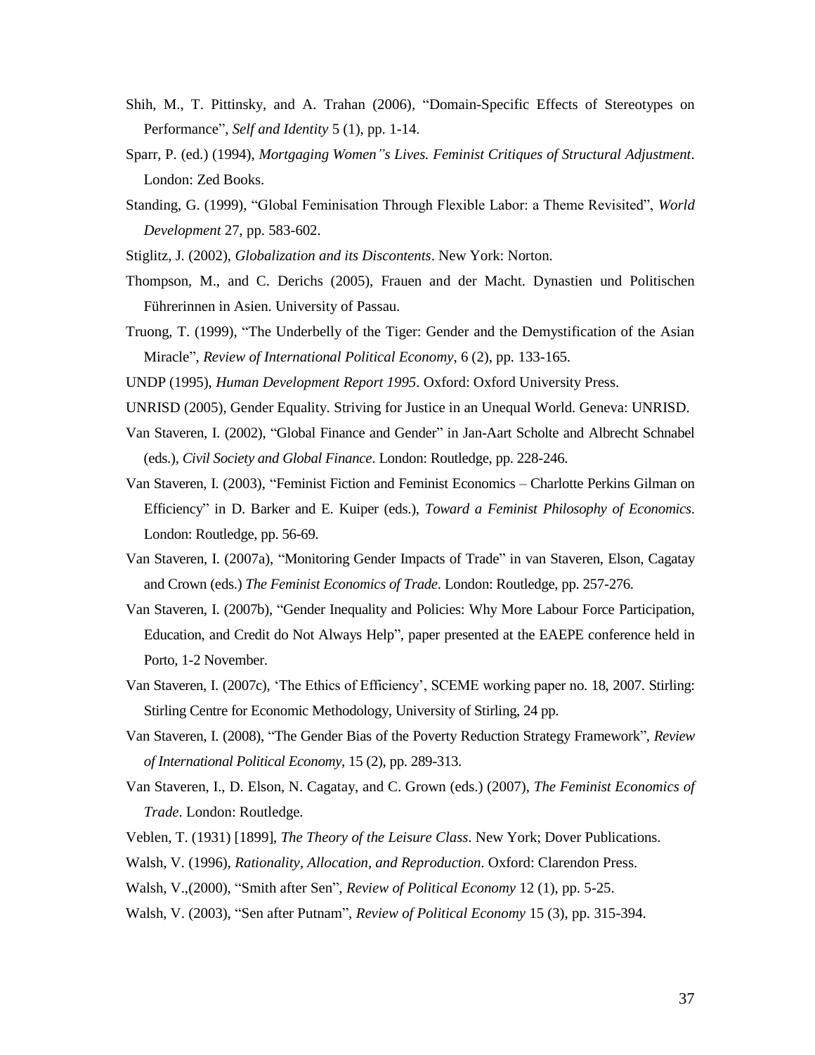Shih, M., T. Pittinsky, and A. Trahan (2006), "Domain-Specific Effects of Stereotypes on Performance", *Self and Identity* 5 (1), pp. 1-14.

Sparr, P. (ed.) (1994), *Mortgaging Women"s Lives. Feminist Critiques of Structural Adjustment*. London: Zed Books.

Standing, G. (1999), "Global Feminisation Through Flexible Labor: a Theme Revisited", *World Development* 27, pp. 583-602.

Stiglitz, J. (2002), *Globalization and its Discontents*. New York: Norton.

Thompson, M., and C. Derichs (2005), Frauen and der Macht. Dynastien und Politischen Führerinnen in Asien. University of Passau.

Truong, T. (1999), "The Underbelly of the Tiger: Gender and the Demystification of the Asian Miracle", *Review of International Political Economy*, 6 (2), pp. 133-165.

UNDP (1995), *Human Development Report 1995*. Oxford: Oxford University Press.

UNRISD (2005), Gender Equality. Striving for Justice in an Unequal World. Geneva: UNRISD.

Van Staveren, I. (2002), "Global Finance and Gender" in Jan-Aart Scholte and Albrecht Schnabel (eds.), *Civil Society and Global Finance*. London: Routledge, pp. 228-246.

Van Staveren, I. (2003), "Feminist Fiction and Feminist Economics – Charlotte Perkins Gilman on Efficiency" in D. Barker and E. Kuiper (eds.), *Toward a Feminist Philosophy of Economics*. London: Routledge, pp. 56-69.

Van Staveren, I. (2007a), "Monitoring Gender Impacts of Trade" in van Staveren, Elson, Cagatay and Crown (eds.) *The Feminist Economics of Trade*. London: Routledge, pp. 257-276.

Van Staveren, I. (2007b), "Gender Inequality and Policies: Why More Labour Force Participation, Education, and Credit do Not Always Help", paper presented at the EAEPE conference held in Porto, 1-2 November.

Van Staveren, I. (2007c), 'The Ethics of Efficiency', SCEME working paper no. 18, 2007. Stirling: Stirling Centre for Economic Methodology, University of Stirling, 24 pp.

Van Staveren, I. (2008), "The Gender Bias of the Poverty Reduction Strategy Framework", *Review of International Political Economy*, 15 (2), pp. 289-313.

Van Staveren, I., D. Elson, N. Cagatay, and C. Grown (eds.) (2007), *The Feminist Economics of Trade*. London: Routledge.

Veblen, T. (1931) [1899], *The Theory of the Leisure Class*. New York; Dover Publications.

Walsh, V. (1996), *Rationality, Allocation, and Reproduction*. Oxford: Clarendon Press.

Walsh, V.,(2000), "Smith after Sen", *Review of Political Economy* 12 (1), pp. 5-25.

Walsh, V. (2003), "Sen after Putnam", *Review of Political Economy* 15 (3), pp. 315-394.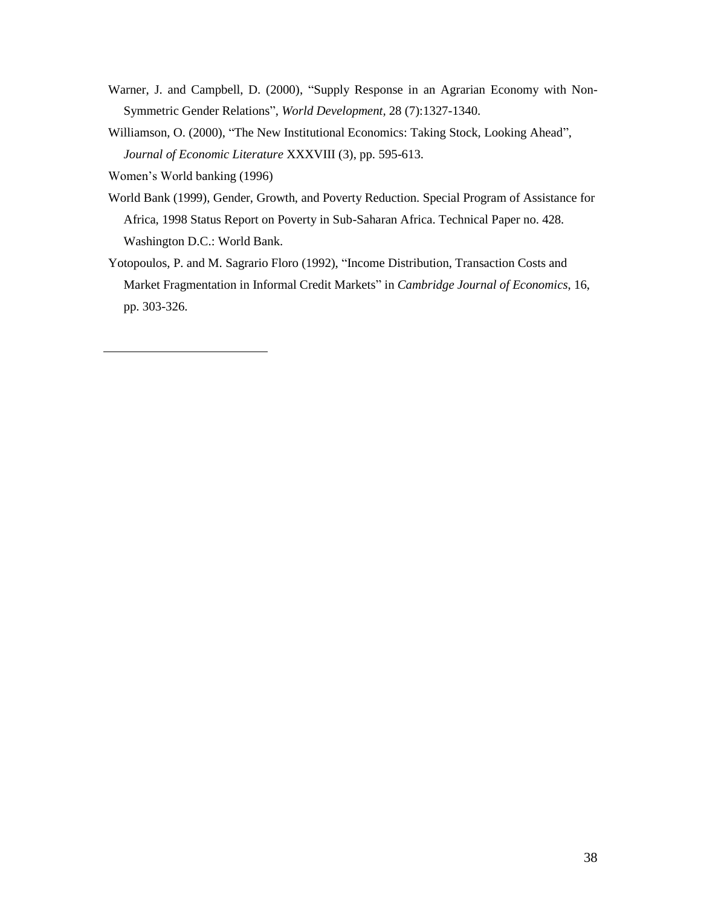Warner, J. and Campbell, D. (2000), "Supply Response in an Agrarian Economy with Non-Symmetric Gender Relations", *World Development*, 28 (7):1327-1340.

Williamson, O. (2000), "The New Institutional Economics: Taking Stock, Looking Ahead", *Journal of Economic Literature* XXXVIII (3), pp. 595-613.

Women's World banking (1996)

World Bank (1999), Gender, Growth, and Poverty Reduction. Special Program of Assistance for Africa, 1998 Status Report on Poverty in Sub-Saharan Africa. Technical Paper no. 428. Washington D.C.: World Bank.

Yotopoulos, P. and M. Sagrario Floro (1992), "Income Distribution, Transaction Costs and Market Fragmentation in Informal Credit Markets" in *Cambridge Journal of Economics*, 16, pp. 303-326.